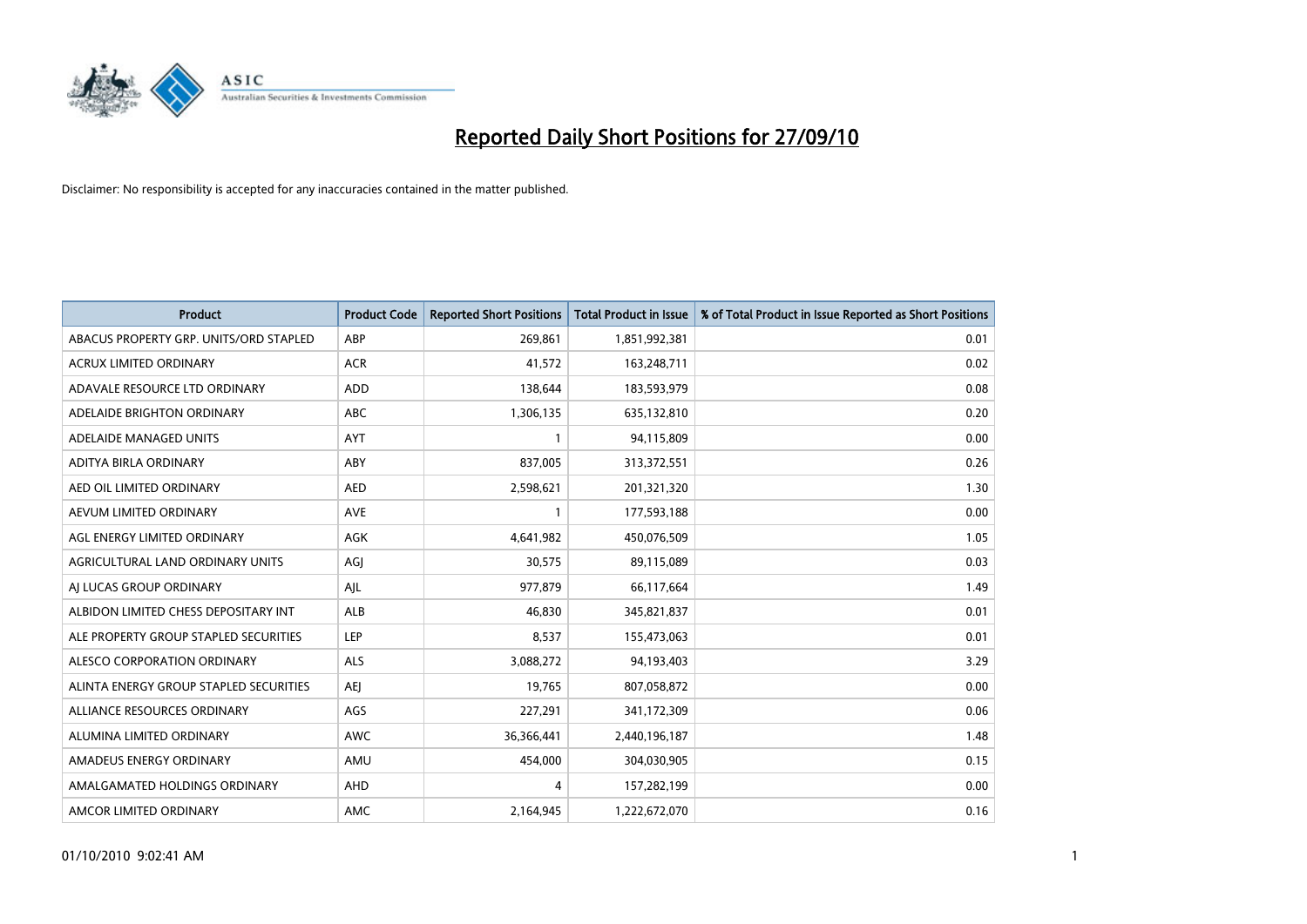# Reported Daily Short Positions for 27/09/10

Disclaimer: No responsibility is accepted for any inaccuracies contained in the matter published.

| Product | Product Code | Reported Short Positions | Total Product in Issue | % of Total Product in Issue Reported as Short Positions |
| --- | --- | --- | --- | --- |
| ABACUS PROPERTY GRP. UNITS/ORD STAPLED | ABP | 269,861 | 1,851,992,381 | 0.01 |
| ACRUX LIMITED ORDINARY | ACR | 41,572 | 163,248,711 | 0.02 |
| ADAVALE RESOURCE LTD ORDINARY | ADD | 138,644 | 183,593,979 | 0.08 |
| ADELAIDE BRIGHTON ORDINARY | ABC | 1,306,135 | 635,132,810 | 0.20 |
| ADELAIDE MANAGED UNITS | AYT | 1 | 94,115,809 | 0.00 |
| ADITYA BIRLA ORDINARY | ABY | 837,005 | 313,372,551 | 0.26 |
| AED OIL LIMITED ORDINARY | AED | 2,598,621 | 201,321,320 | 1.30 |
| AEVUM LIMITED ORDINARY | AVE | 1 | 177,593,188 | 0.00 |
| AGL ENERGY LIMITED ORDINARY | AGK | 4,641,982 | 450,076,509 | 1.05 |
| AGRICULTURAL LAND ORDINARY UNITS | AGJ | 30,575 | 89,115,089 | 0.03 |
| AJ LUCAS GROUP ORDINARY | AJL | 977,879 | 66,117,664 | 1.49 |
| ALBIDON LIMITED CHESS DEPOSITARY INT | ALB | 46,830 | 345,821,837 | 0.01 |
| ALE PROPERTY GROUP STAPLED SECURITIES | LEP | 8,537 | 155,473,063 | 0.01 |
| ALESCO CORPORATION ORDINARY | ALS | 3,088,272 | 94,193,403 | 3.29 |
| ALINTA ENERGY GROUP STAPLED SECURITIES | AEJ | 19,765 | 807,058,872 | 0.00 |
| ALLIANCE RESOURCES ORDINARY | AGS | 227,291 | 341,172,309 | 0.06 |
| ALUMINA LIMITED ORDINARY | AWC | 36,366,441 | 2,440,196,187 | 1.48 |
| AMADEUS ENERGY ORDINARY | AMU | 454,000 | 304,030,905 | 0.15 |
| AMALGAMATED HOLDINGS ORDINARY | AHD | 4 | 157,282,199 | 0.00 |
| AMCOR LIMITED ORDINARY | AMC | 2,164,945 | 1,222,672,070 | 0.16 |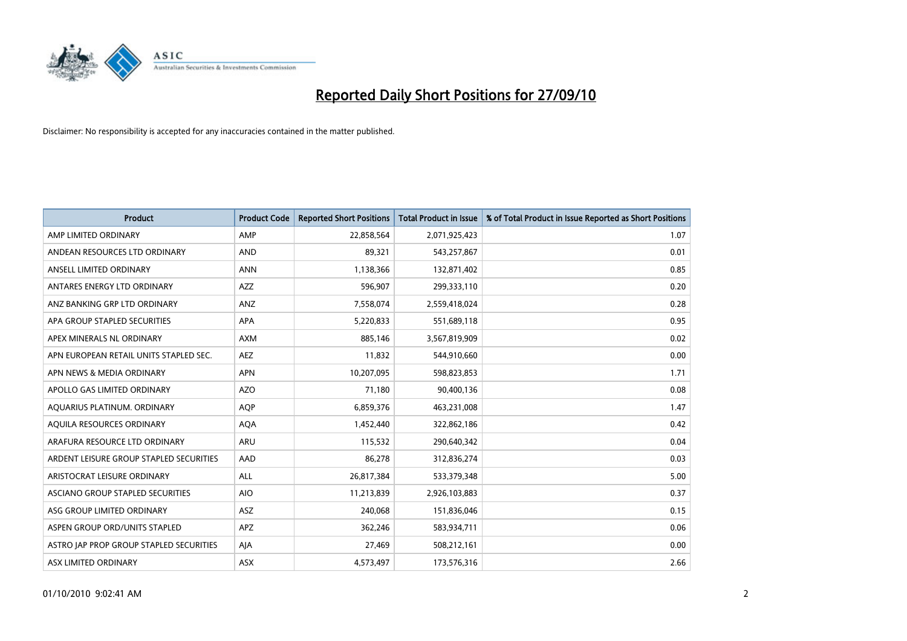# Reported Daily Short Positions for 27/09/10

Disclaimer: No responsibility is accepted for any inaccuracies contained in the matter published.

| Product | Product Code | Reported Short Positions | Total Product in Issue | % of Total Product in Issue Reported as Short Positions |
|---|---|---|---|---|
| AMP LIMITED ORDINARY | AMP | 22,858,564 | 2,071,925,423 | 1.07 |
| ANDEAN RESOURCES LTD ORDINARY | AND | 89,321 | 543,257,867 | 0.01 |
| ANSELL LIMITED ORDINARY | ANN | 1,138,366 | 132,871,402 | 0.85 |
| ANTARES ENERGY LTD ORDINARY | AZZ | 596,907 | 299,333,110 | 0.20 |
| ANZ BANKING GRP LTD ORDINARY | ANZ | 7,558,074 | 2,559,418,024 | 0.28 |
| APA GROUP STAPLED SECURITIES | APA | 5,220,833 | 551,689,118 | 0.95 |
| APEX MINERALS NL ORDINARY | AXM | 885,146 | 3,567,819,909 | 0.02 |
| APN EUROPEAN RETAIL UNITS STAPLED SEC. | AEZ | 11,832 | 544,910,660 | 0.00 |
| APN NEWS & MEDIA ORDINARY | APN | 10,207,095 | 598,823,853 | 1.71 |
| APOLLO GAS LIMITED ORDINARY | AZO | 71,180 | 90,400,136 | 0.08 |
| AQUARIUS PLATINUM. ORDINARY | AQP | 6,859,376 | 463,231,008 | 1.47 |
| AQUILA RESOURCES ORDINARY | AQA | 1,452,440 | 322,862,186 | 0.42 |
| ARAFURA RESOURCE LTD ORDINARY | ARU | 115,532 | 290,640,342 | 0.04 |
| ARDENT LEISURE GROUP STAPLED SECURITIES | AAD | 86,278 | 312,836,274 | 0.03 |
| ARISTOCRAT LEISURE ORDINARY | ALL | 26,817,384 | 533,379,348 | 5.00 |
| ASCIANO GROUP STAPLED SECURITIES | AIO | 11,213,839 | 2,926,103,883 | 0.37 |
| ASG GROUP LIMITED ORDINARY | ASZ | 240,068 | 151,836,046 | 0.15 |
| ASPEN GROUP ORD/UNITS STAPLED | APZ | 362,246 | 583,934,711 | 0.06 |
| ASTRO JAP PROP GROUP STAPLED SECURITIES | AJA | 27,469 | 508,212,161 | 0.00 |
| ASX LIMITED ORDINARY | ASX | 4,573,497 | 173,576,316 | 2.66 |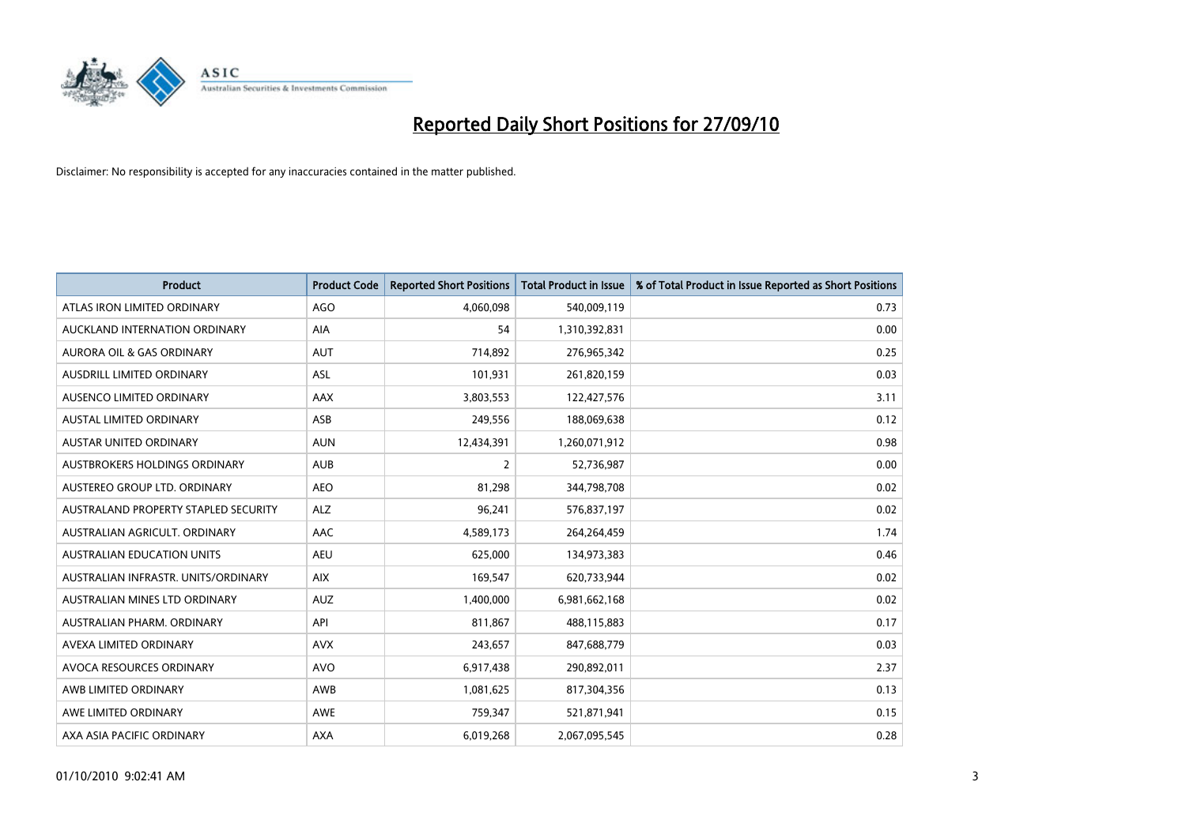# Reported Daily Short Positions for 27/09/10

Disclaimer: No responsibility is accepted for any inaccuracies contained in the matter published.

| Product | Product Code | Reported Short Positions | Total Product in Issue | % of Total Product in Issue Reported as Short Positions |
|---|---|---|---|---|
| ATLAS IRON LIMITED ORDINARY | AGO | 4,060,098 | 540,009,119 | 0.73 |
| AUCKLAND INTERNATION ORDINARY | AIA | 54 | 1,310,392,831 | 0.00 |
| AURORA OIL & GAS ORDINARY | AUT | 714,892 | 276,965,342 | 0.25 |
| AUSDRILL LIMITED ORDINARY | ASL | 101,931 | 261,820,159 | 0.03 |
| AUSENCO LIMITED ORDINARY | AAX | 3,803,553 | 122,427,576 | 3.11 |
| AUSTAL LIMITED ORDINARY | ASB | 249,556 | 188,069,638 | 0.12 |
| AUSTAR UNITED ORDINARY | AUN | 12,434,391 | 1,260,071,912 | 0.98 |
| AUSTBROKERS HOLDINGS ORDINARY | AUB | 2 | 52,736,987 | 0.00 |
| AUSTEREO GROUP LTD. ORDINARY | AEO | 81,298 | 344,798,708 | 0.02 |
| AUSTRALAND PROPERTY STAPLED SECURITY | ALZ | 96,241 | 576,837,197 | 0.02 |
| AUSTRALIAN AGRICULT. ORDINARY | AAC | 4,589,173 | 264,264,459 | 1.74 |
| AUSTRALIAN EDUCATION UNITS | AEU | 625,000 | 134,973,383 | 0.46 |
| AUSTRALIAN INFRASTR. UNITS/ORDINARY | AIX | 169,547 | 620,733,944 | 0.02 |
| AUSTRALIAN MINES LTD ORDINARY | AUZ | 1,400,000 | 6,981,662,168 | 0.02 |
| AUSTRALIAN PHARM. ORDINARY | API | 811,867 | 488,115,883 | 0.17 |
| AVEXA LIMITED ORDINARY | AVX | 243,657 | 847,688,779 | 0.03 |
| AVOCA RESOURCES ORDINARY | AVO | 6,917,438 | 290,892,011 | 2.37 |
| AWB LIMITED ORDINARY | AWB | 1,081,625 | 817,304,356 | 0.13 |
| AWE LIMITED ORDINARY | AWE | 759,347 | 521,871,941 | 0.15 |
| AXA ASIA PACIFIC ORDINARY | AXA | 6,019,268 | 2,067,095,545 | 0.28 |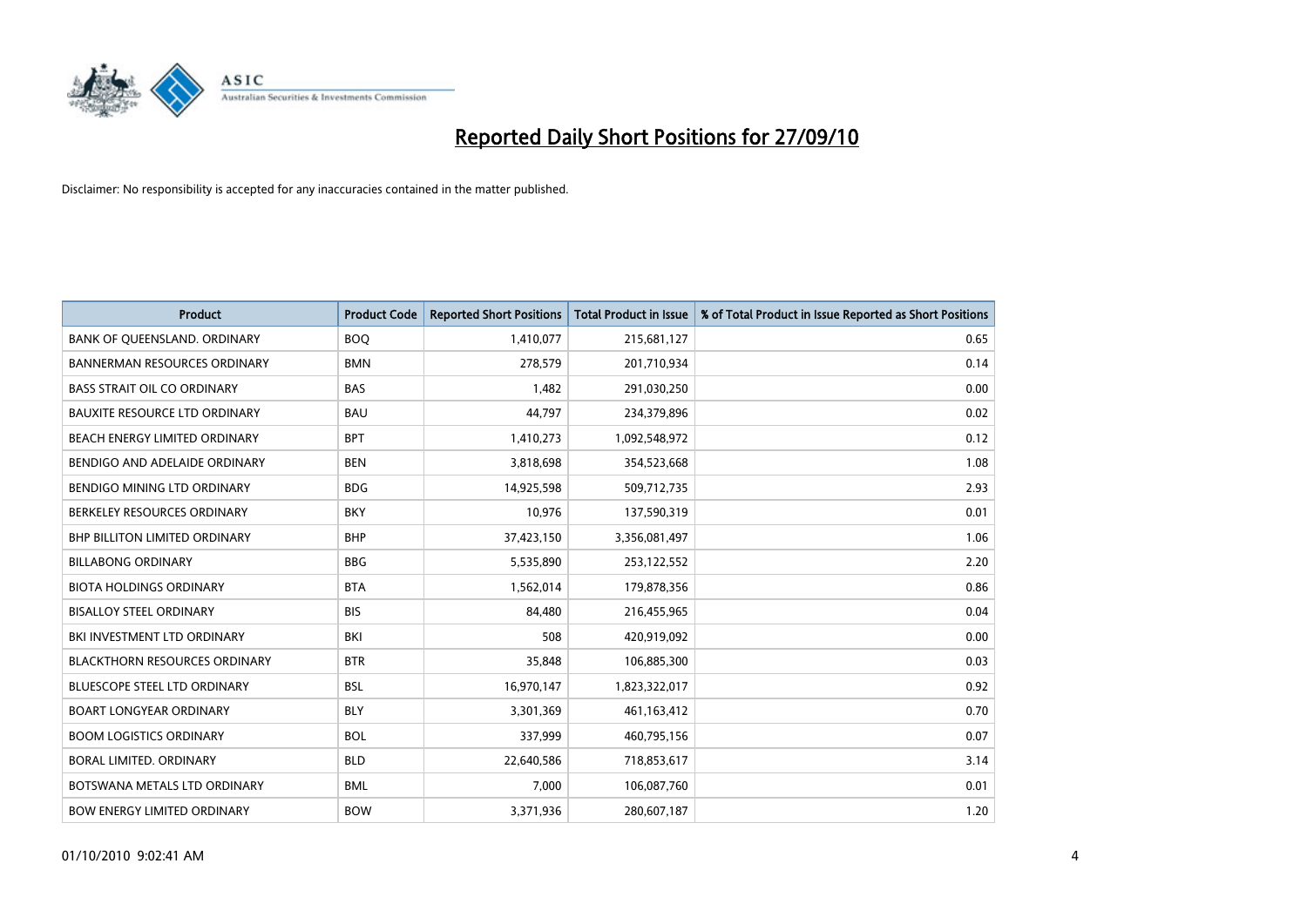# Reported Daily Short Positions for 27/09/10

Disclaimer: No responsibility is accepted for any inaccuracies contained in the matter published.

| Product | Product Code | Reported Short Positions | Total Product in Issue | % of Total Product in Issue Reported as Short Positions |
|---|---|---|---|---|
| BANK OF QUEENSLAND. ORDINARY | BOQ | 1,410,077 | 215,681,127 | 0.65 |
| BANNERMAN RESOURCES ORDINARY | BMN | 278,579 | 201,710,934 | 0.14 |
| BASS STRAIT OIL CO ORDINARY | BAS | 1,482 | 291,030,250 | 0.00 |
| BAUXITE RESOURCE LTD ORDINARY | BAU | 44,797 | 234,379,896 | 0.02 |
| BEACH ENERGY LIMITED ORDINARY | BPT | 1,410,273 | 1,092,548,972 | 0.12 |
| BENDIGO AND ADELAIDE ORDINARY | BEN | 3,818,698 | 354,523,668 | 1.08 |
| BENDIGO MINING LTD ORDINARY | BDG | 14,925,598 | 509,712,735 | 2.93 |
| BERKELEY RESOURCES ORDINARY | BKY | 10,976 | 137,590,319 | 0.01 |
| BHP BILLITON LIMITED ORDINARY | BHP | 37,423,150 | 3,356,081,497 | 1.06 |
| BILLABONG ORDINARY | BBG | 5,535,890 | 253,122,552 | 2.20 |
| BIOTA HOLDINGS ORDINARY | BTA | 1,562,014 | 179,878,356 | 0.86 |
| BISALLOY STEEL ORDINARY | BIS | 84,480 | 216,455,965 | 0.04 |
| BKI INVESTMENT LTD ORDINARY | BKI | 508 | 420,919,092 | 0.00 |
| BLACKTHORN RESOURCES ORDINARY | BTR | 35,848 | 106,885,300 | 0.03 |
| BLUESCOPE STEEL LTD ORDINARY | BSL | 16,970,147 | 1,823,322,017 | 0.92 |
| BOART LONGYEAR ORDINARY | BLY | 3,301,369 | 461,163,412 | 0.70 |
| BOOM LOGISTICS ORDINARY | BOL | 337,999 | 460,795,156 | 0.07 |
| BORAL LIMITED. ORDINARY | BLD | 22,640,586 | 718,853,617 | 3.14 |
| BOTSWANA METALS LTD ORDINARY | BML | 7,000 | 106,087,760 | 0.01 |
| BOW ENERGY LIMITED ORDINARY | BOW | 3,371,936 | 280,607,187 | 1.20 |

01/10/2010 9:02:41 AM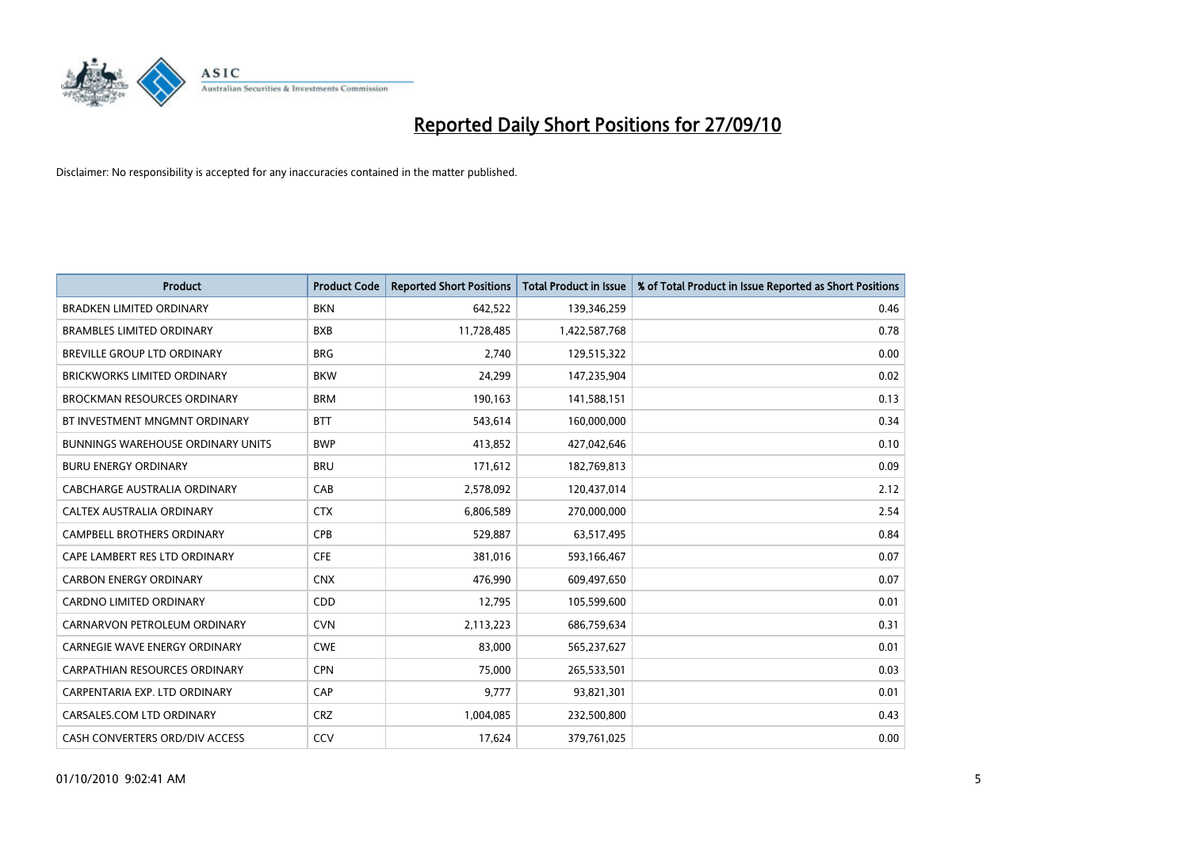# Reported Daily Short Positions for 27/09/10

Disclaimer: No responsibility is accepted for any inaccuracies contained in the matter published.

| Product | Product Code | Reported Short Positions | Total Product in Issue | % of Total Product in Issue Reported as Short Positions |
|---|---|---|---|---|
| BRADKEN LIMITED ORDINARY | BKN | 642,522 | 139,346,259 | 0.46 |
| BRAMBLES LIMITED ORDINARY | BXB | 11,728,485 | 1,422,587,768 | 0.78 |
| BREVILLE GROUP LTD ORDINARY | BRG | 2,740 | 129,515,322 | 0.00 |
| BRICKWORKS LIMITED ORDINARY | BKW | 24,299 | 147,235,904 | 0.02 |
| BROCKMAN RESOURCES ORDINARY | BRM | 190,163 | 141,588,151 | 0.13 |
| BT INVESTMENT MNGMNT ORDINARY | BTT | 543,614 | 160,000,000 | 0.34 |
| BUNNINGS WAREHOUSE ORDINARY UNITS | BWP | 413,852 | 427,042,646 | 0.10 |
| BURU ENERGY ORDINARY | BRU | 171,612 | 182,769,813 | 0.09 |
| CABCHARGE AUSTRALIA ORDINARY | CAB | 2,578,092 | 120,437,014 | 2.12 |
| CALTEX AUSTRALIA ORDINARY | CTX | 6,806,589 | 270,000,000 | 2.54 |
| CAMPBELL BROTHERS ORDINARY | CPB | 529,887 | 63,517,495 | 0.84 |
| CAPE LAMBERT RES LTD ORDINARY | CFE | 381,016 | 593,166,467 | 0.07 |
| CARBON ENERGY ORDINARY | CNX | 476,990 | 609,497,650 | 0.07 |
| CARDNO LIMITED ORDINARY | CDD | 12,795 | 105,599,600 | 0.01 |
| CARNARVON PETROLEUM ORDINARY | CVN | 2,113,223 | 686,759,634 | 0.31 |
| CARNEGIE WAVE ENERGY ORDINARY | CWE | 83,000 | 565,237,627 | 0.01 |
| CARPATHIAN RESOURCES ORDINARY | CPN | 75,000 | 265,533,501 | 0.03 |
| CARPENTARIA EXP. LTD ORDINARY | CAP | 9,777 | 93,821,301 | 0.01 |
| CARSALES.COM LTD ORDINARY | CRZ | 1,004,085 | 232,500,800 | 0.43 |
| CASH CONVERTERS ORD/DIV ACCESS | CCV | 17,624 | 379,761,025 | 0.00 |

01/10/2010 9:02:41 AM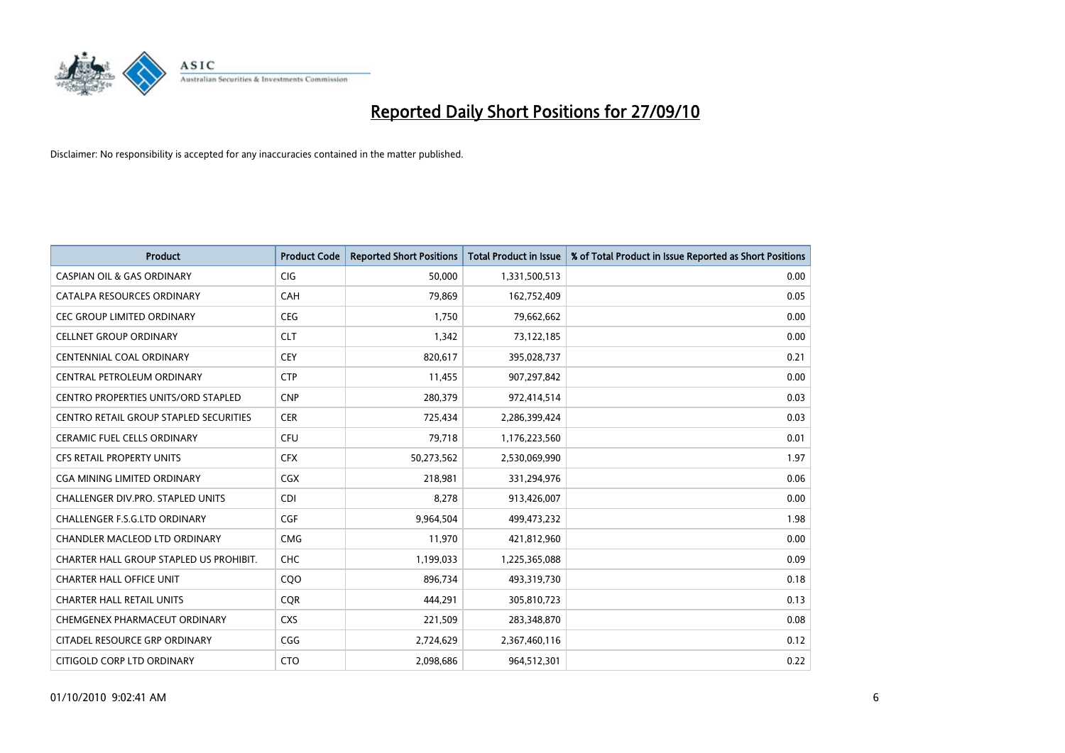# Reported Daily Short Positions for 27/09/10

Disclaimer: No responsibility is accepted for any inaccuracies contained in the matter published.

| Product | Product Code | Reported Short Positions | Total Product in Issue | % of Total Product in Issue Reported as Short Positions |
|---|---|---|---|---|
| CASPIAN OIL & GAS ORDINARY | CIG | 50,000 | 1,331,500,513 | 0.00 |
| CATALPA RESOURCES ORDINARY | CAH | 79,869 | 162,752,409 | 0.05 |
| CEC GROUP LIMITED ORDINARY | CEG | 1,750 | 79,662,662 | 0.00 |
| CELLNET GROUP ORDINARY | CLT | 1,342 | 73,122,185 | 0.00 |
| CENTENNIAL COAL ORDINARY | CEY | 820,617 | 395,028,737 | 0.21 |
| CENTRAL PETROLEUM ORDINARY | CTP | 11,455 | 907,297,842 | 0.00 |
| CENTRO PROPERTIES UNITS/ORD STAPLED | CNP | 280,379 | 972,414,514 | 0.03 |
| CENTRO RETAIL GROUP STAPLED SECURITIES | CER | 725,434 | 2,286,399,424 | 0.03 |
| CERAMIC FUEL CELLS ORDINARY | CFU | 79,718 | 1,176,223,560 | 0.01 |
| CFS RETAIL PROPERTY UNITS | CFX | 50,273,562 | 2,530,069,990 | 1.97 |
| CGA MINING LIMITED ORDINARY | CGX | 218,981 | 331,294,976 | 0.06 |
| CHALLENGER DIV.PRO. STAPLED UNITS | CDI | 8,278 | 913,426,007 | 0.00 |
| CHALLENGER F.S.G.LTD ORDINARY | CGF | 9,964,504 | 499,473,232 | 1.98 |
| CHANDLER MACLEOD LTD ORDINARY | CMG | 11,970 | 421,812,960 | 0.00 |
| CHARTER HALL GROUP STAPLED US PROHIBIT. | CHC | 1,199,033 | 1,225,365,088 | 0.09 |
| CHARTER HALL OFFICE UNIT | CQO | 896,734 | 493,319,730 | 0.18 |
| CHARTER HALL RETAIL UNITS | CQR | 444,291 | 305,810,723 | 0.13 |
| CHEMGENEX PHARMACEUT ORDINARY | CXS | 221,509 | 283,348,870 | 0.08 |
| CITADEL RESOURCE GRP ORDINARY | CGG | 2,724,629 | 2,367,460,116 | 0.12 |
| CITIGOLD CORP LTD ORDINARY | CTO | 2,098,686 | 964,512,301 | 0.22 |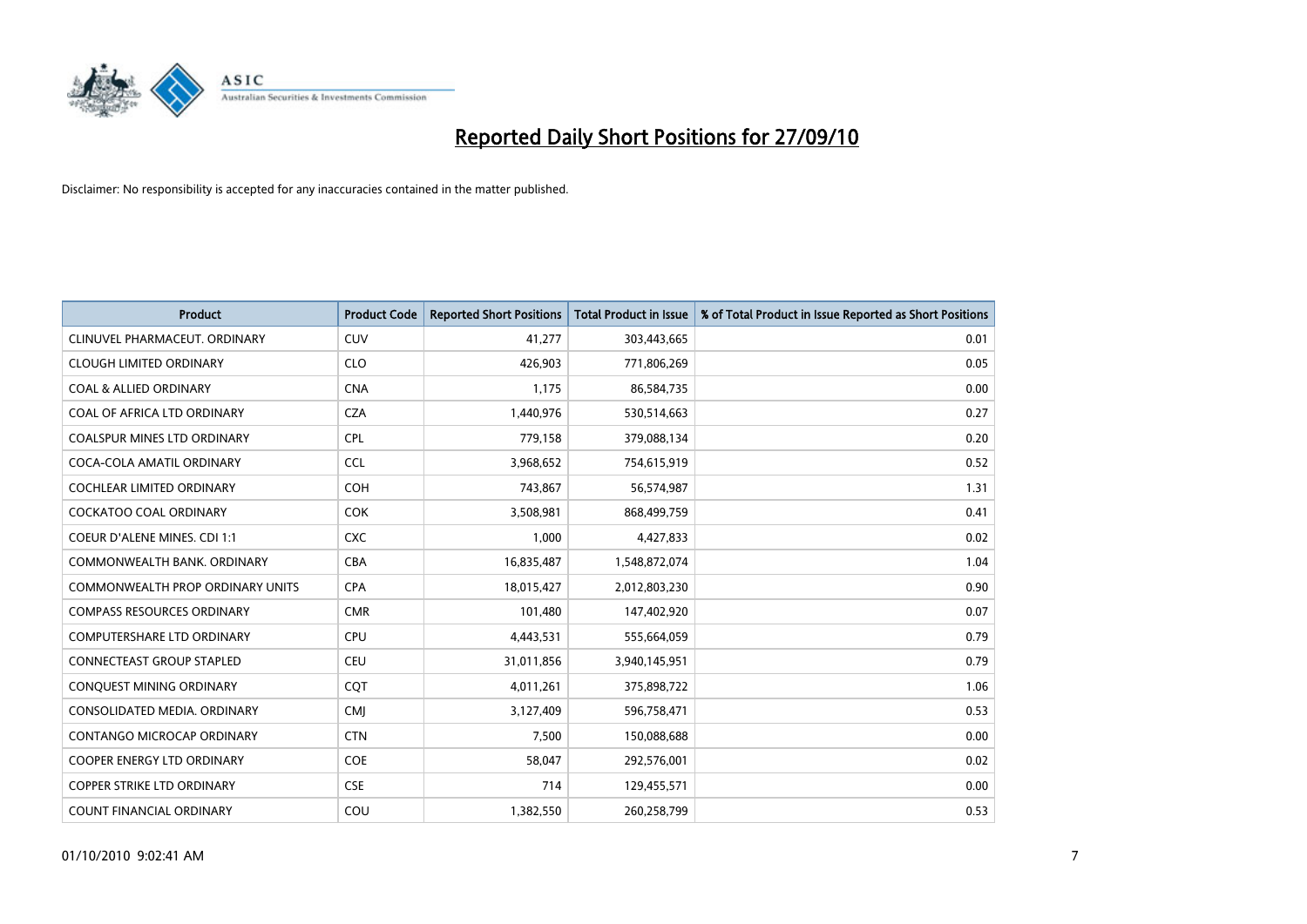# Reported Daily Short Positions for 27/09/10

Disclaimer: No responsibility is accepted for any inaccuracies contained in the matter published.

| Product | Product Code | Reported Short Positions | Total Product in Issue | % of Total Product in Issue Reported as Short Positions |
|---|---|---|---|---|
| CLINUVEL PHARMACEUT. ORDINARY | CUV | 41,277 | 303,443,665 | 0.01 |
| CLOUGH LIMITED ORDINARY | CLO | 426,903 | 771,806,269 | 0.05 |
| COAL & ALLIED ORDINARY | CNA | 1,175 | 86,584,735 | 0.00 |
| COAL OF AFRICA LTD ORDINARY | CZA | 1,440,976 | 530,514,663 | 0.27 |
| COALSPUR MINES LTD ORDINARY | CPL | 779,158 | 379,088,134 | 0.20 |
| COCA-COLA AMATIL ORDINARY | CCL | 3,968,652 | 754,615,919 | 0.52 |
| COCHLEAR LIMITED ORDINARY | COH | 743,867 | 56,574,987 | 1.31 |
| COCKATOO COAL ORDINARY | COK | 3,508,981 | 868,499,759 | 0.41 |
| COEUR D'ALENE MINES. CDI 1:1 | CXC | 1,000 | 4,427,833 | 0.02 |
| COMMONWEALTH BANK. ORDINARY | CBA | 16,835,487 | 1,548,872,074 | 1.04 |
| COMMONWEALTH PROP ORDINARY UNITS | CPA | 18,015,427 | 2,012,803,230 | 0.90 |
| COMPASS RESOURCES ORDINARY | CMR | 101,480 | 147,402,920 | 0.07 |
| COMPUTERSHARE LTD ORDINARY | CPU | 4,443,531 | 555,664,059 | 0.79 |
| CONNECTEAST GROUP STAPLED | CEU | 31,011,856 | 3,940,145,951 | 0.79 |
| CONQUEST MINING ORDINARY | CQT | 4,011,261 | 375,898,722 | 1.06 |
| CONSOLIDATED MEDIA. ORDINARY | CMJ | 3,127,409 | 596,758,471 | 0.53 |
| CONTANGO MICROCAP ORDINARY | CTN | 7,500 | 150,088,688 | 0.00 |
| COOPER ENERGY LTD ORDINARY | COE | 58,047 | 292,576,001 | 0.02 |
| COPPER STRIKE LTD ORDINARY | CSE | 714 | 129,455,571 | 0.00 |
| COUNT FINANCIAL ORDINARY | COU | 1,382,550 | 260,258,799 | 0.53 |

01/10/2010 9:02:41 AM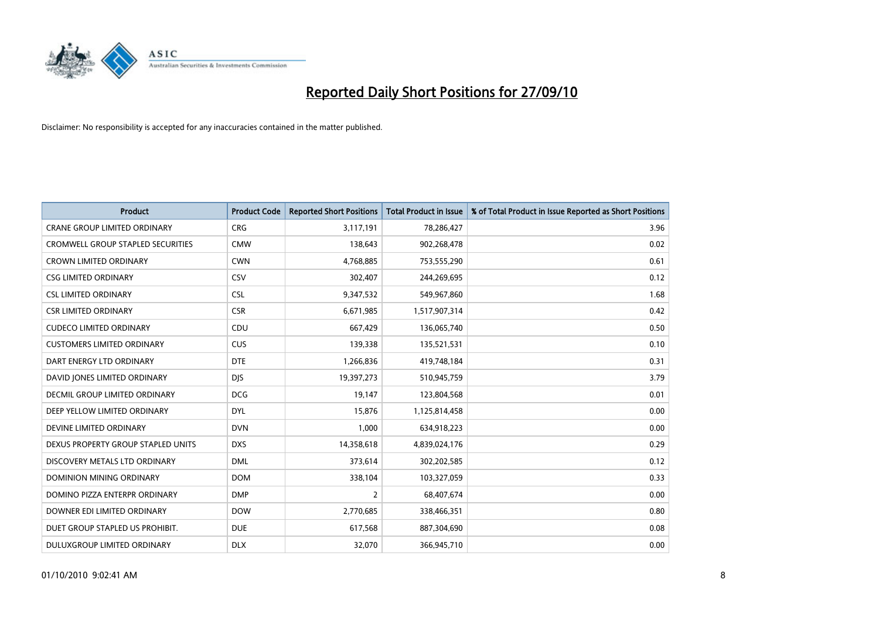# Reported Daily Short Positions for 27/09/10

Disclaimer: No responsibility is accepted for any inaccuracies contained in the matter published.

| Product | Product Code | Reported Short Positions | Total Product in Issue | % of Total Product in Issue Reported as Short Positions |
|---|---|---|---|---|
| CRANE GROUP LIMITED ORDINARY | CRG | 3,117,191 | 78,286,427 | 3.96 |
| CROMWELL GROUP STAPLED SECURITIES | CMW | 138,643 | 902,268,478 | 0.02 |
| CROWN LIMITED ORDINARY | CWN | 4,768,885 | 753,555,290 | 0.61 |
| CSG LIMITED ORDINARY | CSV | 302,407 | 244,269,695 | 0.12 |
| CSL LIMITED ORDINARY | CSL | 9,347,532 | 549,967,860 | 1.68 |
| CSR LIMITED ORDINARY | CSR | 6,671,985 | 1,517,907,314 | 0.42 |
| CUDECO LIMITED ORDINARY | CDU | 667,429 | 136,065,740 | 0.50 |
| CUSTOMERS LIMITED ORDINARY | CUS | 139,338 | 135,521,531 | 0.10 |
| DART ENERGY LTD ORDINARY | DTE | 1,266,836 | 419,748,184 | 0.31 |
| DAVID JONES LIMITED ORDINARY | DJS | 19,397,273 | 510,945,759 | 3.79 |
| DECMIL GROUP LIMITED ORDINARY | DCG | 19,147 | 123,804,568 | 0.01 |
| DEEP YELLOW LIMITED ORDINARY | DYL | 15,876 | 1,125,814,458 | 0.00 |
| DEVINE LIMITED ORDINARY | DVN | 1,000 | 634,918,223 | 0.00 |
| DEXUS PROPERTY GROUP STAPLED UNITS | DXS | 14,358,618 | 4,839,024,176 | 0.29 |
| DISCOVERY METALS LTD ORDINARY | DML | 373,614 | 302,202,585 | 0.12 |
| DOMINION MINING ORDINARY | DOM | 338,104 | 103,327,059 | 0.33 |
| DOMINO PIZZA ENTERPR ORDINARY | DMP | 2 | 68,407,674 | 0.00 |
| DOWNER EDI LIMITED ORDINARY | DOW | 2,770,685 | 338,466,351 | 0.80 |
| DUET GROUP STAPLED US PROHIBIT. | DUE | 617,568 | 887,304,690 | 0.08 |
| DULUXGROUP LIMITED ORDINARY | DLX | 32,070 | 366,945,710 | 0.00 |

01/10/2010 9:02:41 AM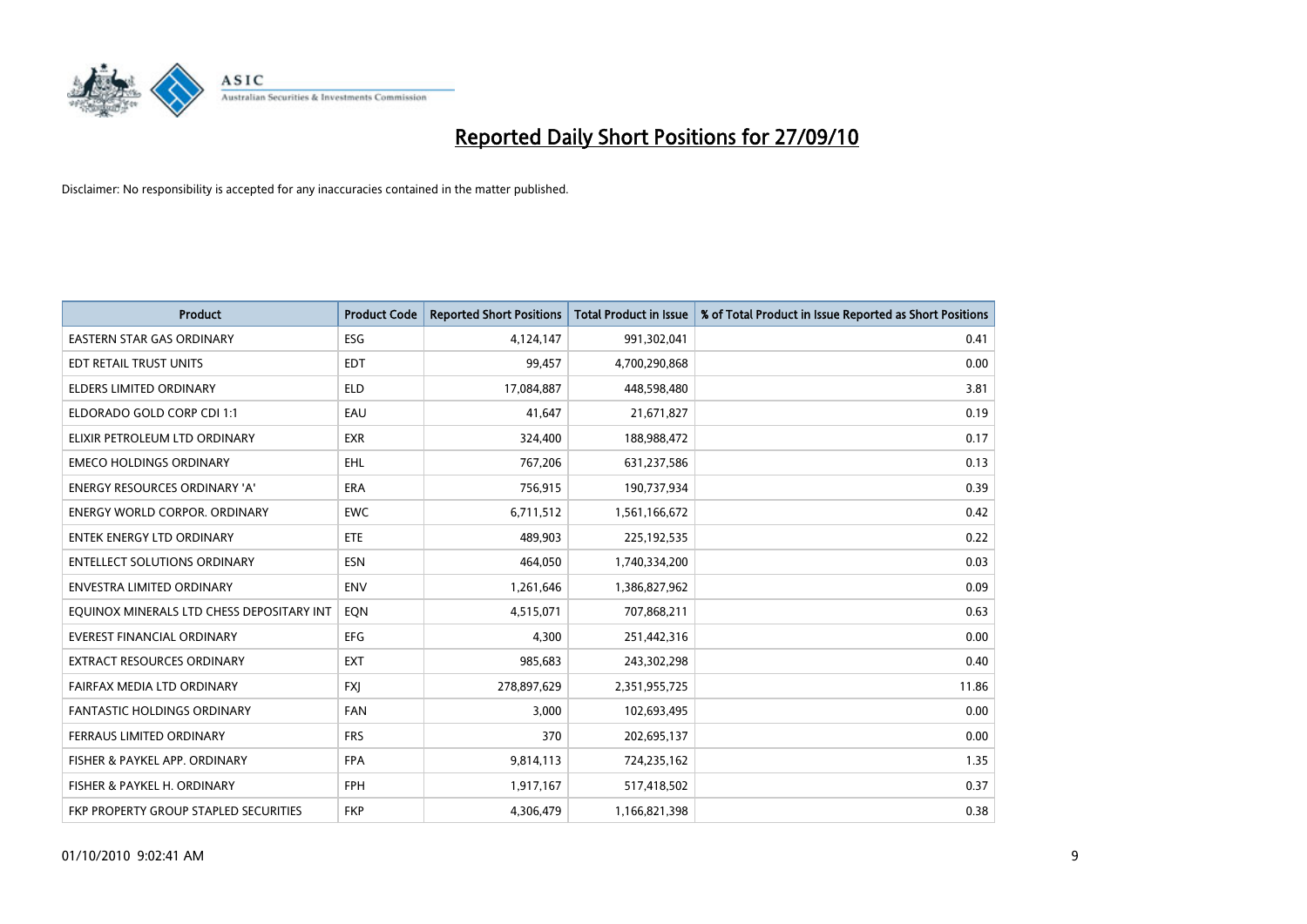# Reported Daily Short Positions for 27/09/10

Disclaimer: No responsibility is accepted for any inaccuracies contained in the matter published.

| Product | Product Code | Reported Short Positions | Total Product in Issue | % of Total Product in Issue Reported as Short Positions |
|---|---|---|---|---|
| EASTERN STAR GAS ORDINARY | ESG | 4,124,147 | 991,302,041 | 0.41 |
| EDT RETAIL TRUST UNITS | EDT | 99,457 | 4,700,290,868 | 0.00 |
| ELDERS LIMITED ORDINARY | ELD | 17,084,887 | 448,598,480 | 3.81 |
| ELDORADO GOLD CORP CDI 1:1 | EAU | 41,647 | 21,671,827 | 0.19 |
| ELIXIR PETROLEUM LTD ORDINARY | EXR | 324,400 | 188,988,472 | 0.17 |
| EMECO HOLDINGS ORDINARY | EHL | 767,206 | 631,237,586 | 0.13 |
| ENERGY RESOURCES ORDINARY 'A' | ERA | 756,915 | 190,737,934 | 0.39 |
| ENERGY WORLD CORPOR. ORDINARY | EWC | 6,711,512 | 1,561,166,672 | 0.42 |
| ENTEK ENERGY LTD ORDINARY | ETE | 489,903 | 225,192,535 | 0.22 |
| ENTELLECT SOLUTIONS ORDINARY | ESN | 464,050 | 1,740,334,200 | 0.03 |
| ENVESTRA LIMITED ORDINARY | ENV | 1,261,646 | 1,386,827,962 | 0.09 |
| EQUINOX MINERALS LTD CHESS DEPOSITARY INT | EQN | 4,515,071 | 707,868,211 | 0.63 |
| EVEREST FINANCIAL ORDINARY | EFG | 4,300 | 251,442,316 | 0.00 |
| EXTRACT RESOURCES ORDINARY | EXT | 985,683 | 243,302,298 | 0.40 |
| FAIRFAX MEDIA LTD ORDINARY | FXJ | 278,897,629 | 2,351,955,725 | 11.86 |
| FANTASTIC HOLDINGS ORDINARY | FAN | 3,000 | 102,693,495 | 0.00 |
| FERRAUS LIMITED ORDINARY | FRS | 370 | 202,695,137 | 0.00 |
| FISHER & PAYKEL APP. ORDINARY | FPA | 9,814,113 | 724,235,162 | 1.35 |
| FISHER & PAYKEL H. ORDINARY | FPH | 1,917,167 | 517,418,502 | 0.37 |
| FKP PROPERTY GROUP STAPLED SECURITIES | FKP | 4,306,479 | 1,166,821,398 | 0.38 |

01/10/2010 9:02:41 AM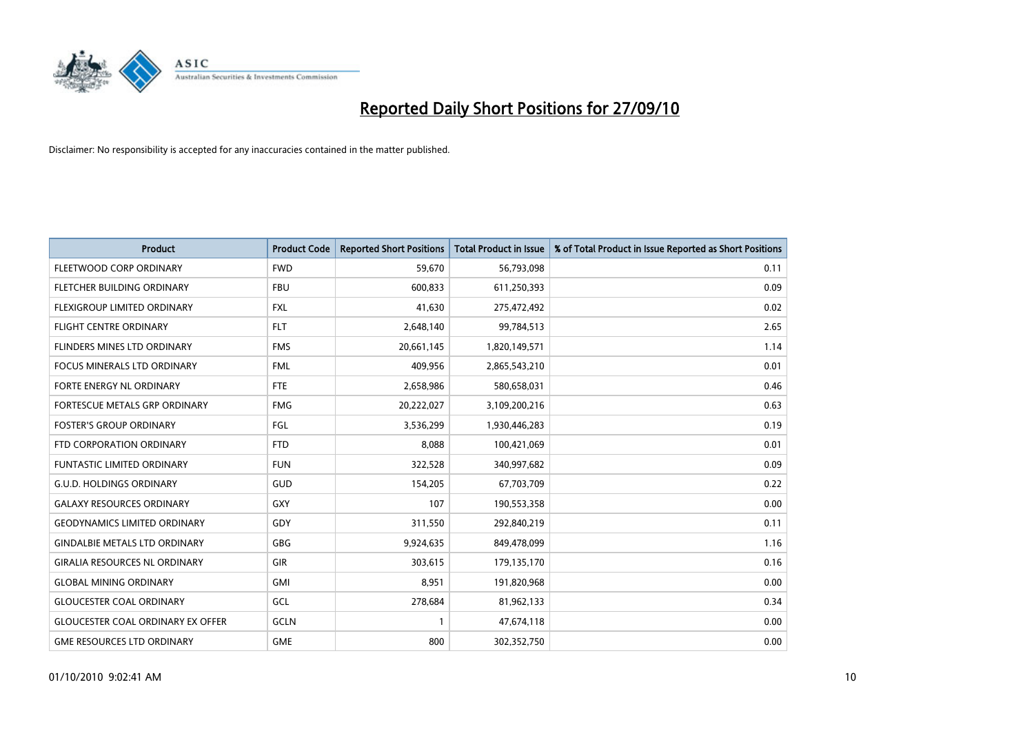# Reported Daily Short Positions for 27/09/10

Disclaimer: No responsibility is accepted for any inaccuracies contained in the matter published.

| Product | Product Code | Reported Short Positions | Total Product in Issue | % of Total Product in Issue Reported as Short Positions |
|---|---|---|---|---|
| FLEETWOOD CORP ORDINARY | FWD | 59,670 | 56,793,098 | 0.11 |
| FLETCHER BUILDING ORDINARY | FBU | 600,833 | 611,250,393 | 0.09 |
| FLEXIGROUP LIMITED ORDINARY | FXL | 41,630 | 275,472,492 | 0.02 |
| FLIGHT CENTRE ORDINARY | FLT | 2,648,140 | 99,784,513 | 2.65 |
| FLINDERS MINES LTD ORDINARY | FMS | 20,661,145 | 1,820,149,571 | 1.14 |
| FOCUS MINERALS LTD ORDINARY | FML | 409,956 | 2,865,543,210 | 0.01 |
| FORTE ENERGY NL ORDINARY | FTE | 2,658,986 | 580,658,031 | 0.46 |
| FORTESCUE METALS GRP ORDINARY | FMG | 20,222,027 | 3,109,200,216 | 0.63 |
| FOSTER'S GROUP ORDINARY | FGL | 3,536,299 | 1,930,446,283 | 0.19 |
| FTD CORPORATION ORDINARY | FTD | 8,088 | 100,421,069 | 0.01 |
| FUNTASTIC LIMITED ORDINARY | FUN | 322,528 | 340,997,682 | 0.09 |
| G.U.D. HOLDINGS ORDINARY | GUD | 154,205 | 67,703,709 | 0.22 |
| GALAXY RESOURCES ORDINARY | GXY | 107 | 190,553,358 | 0.00 |
| GEODYNAMICS LIMITED ORDINARY | GDY | 311,550 | 292,840,219 | 0.11 |
| GINDALBIE METALS LTD ORDINARY | GBG | 9,924,635 | 849,478,099 | 1.16 |
| GIRALIA RESOURCES NL ORDINARY | GIR | 303,615 | 179,135,170 | 0.16 |
| GLOBAL MINING ORDINARY | GMI | 8,951 | 191,820,968 | 0.00 |
| GLOUCESTER COAL ORDINARY | GCL | 278,684 | 81,962,133 | 0.34 |
| GLOUCESTER COAL ORDINARY EX OFFER | GCLN | 1 | 47,674,118 | 0.00 |
| GME RESOURCES LTD ORDINARY | GME | 800 | 302,352,750 | 0.00 |

01/10/2010 9:02:41 AM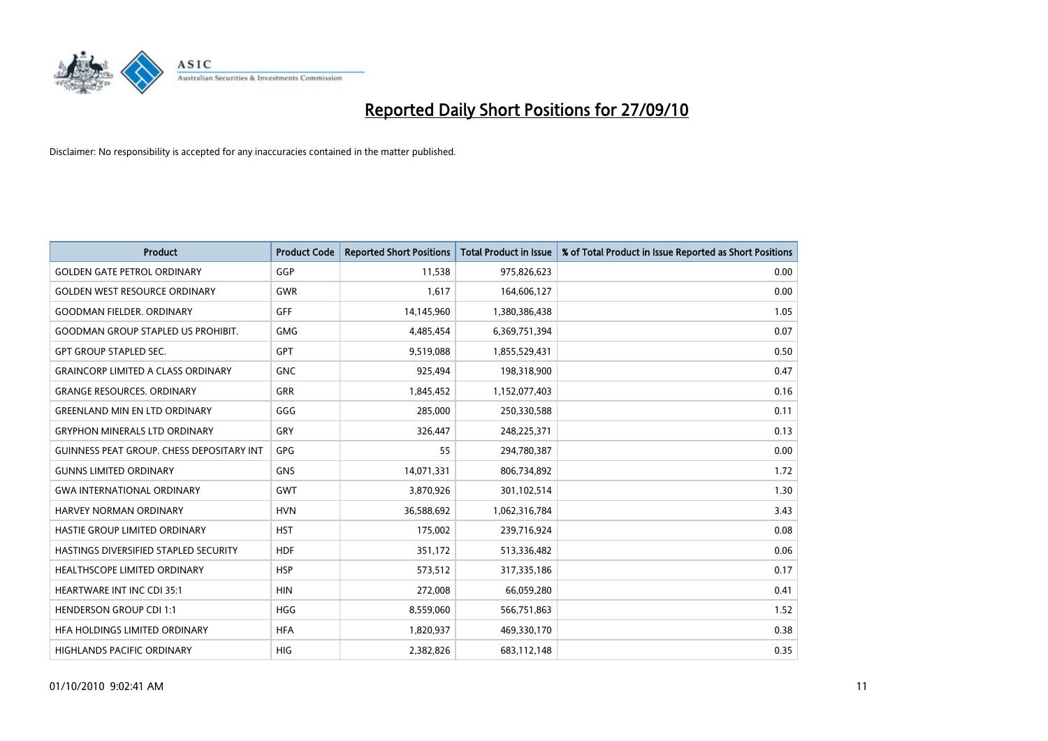# Reported Daily Short Positions for 27/09/10

Disclaimer: No responsibility is accepted for any inaccuracies contained in the matter published.

| Product | Product Code | Reported Short Positions | Total Product in Issue | % of Total Product in Issue Reported as Short Positions |
|---|---|---|---|---|
| GOLDEN GATE PETROL ORDINARY | GGP | 11,538 | 975,826,623 | 0.00 |
| GOLDEN WEST RESOURCE ORDINARY | GWR | 1,617 | 164,606,127 | 0.00 |
| GOODMAN FIELDER. ORDINARY | GFF | 14,145,960 | 1,380,386,438 | 1.05 |
| GOODMAN GROUP STAPLED US PROHIBIT. | GMG | 4,485,454 | 6,369,751,394 | 0.07 |
| GPT GROUP STAPLED SEC. | GPT | 9,519,088 | 1,855,529,431 | 0.50 |
| GRAINCORP LIMITED A CLASS ORDINARY | GNC | 925,494 | 198,318,900 | 0.47 |
| GRANGE RESOURCES. ORDINARY | GRR | 1,845,452 | 1,152,077,403 | 0.16 |
| GREENLAND MIN EN LTD ORDINARY | GGG | 285,000 | 250,330,588 | 0.11 |
| GRYPHON MINERALS LTD ORDINARY | GRY | 326,447 | 248,225,371 | 0.13 |
| GUINNESS PEAT GROUP. CHESS DEPOSITARY INT | GPG | 55 | 294,780,387 | 0.00 |
| GUNNS LIMITED ORDINARY | GNS | 14,071,331 | 806,734,892 | 1.72 |
| GWA INTERNATIONAL ORDINARY | GWT | 3,870,926 | 301,102,514 | 1.30 |
| HARVEY NORMAN ORDINARY | HVN | 36,588,692 | 1,062,316,784 | 3.43 |
| HASTIE GROUP LIMITED ORDINARY | HST | 175,002 | 239,716,924 | 0.08 |
| HASTINGS DIVERSIFIED STAPLED SECURITY | HDF | 351,172 | 513,336,482 | 0.06 |
| HEALTHSCOPE LIMITED ORDINARY | HSP | 573,512 | 317,335,186 | 0.17 |
| HEARTWARE INT INC CDI 35:1 | HIN | 272,008 | 66,059,280 | 0.41 |
| HENDERSON GROUP CDI 1:1 | HGG | 8,559,060 | 566,751,863 | 1.52 |
| HFA HOLDINGS LIMITED ORDINARY | HFA | 1,820,937 | 469,330,170 | 0.38 |
| HIGHLANDS PACIFIC ORDINARY | HIG | 2,382,826 | 683,112,148 | 0.35 |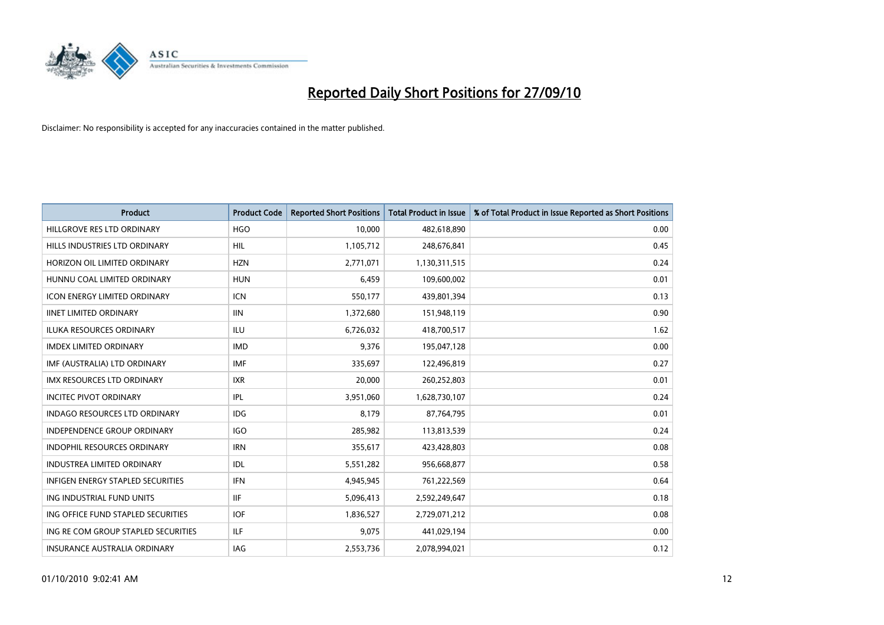# Reported Daily Short Positions for 27/09/10

Disclaimer: No responsibility is accepted for any inaccuracies contained in the matter published.

| Product | Product Code | Reported Short Positions | Total Product in Issue | % of Total Product in Issue Reported as Short Positions |
|---|---|---|---|---|
| HILLGROVE RES LTD ORDINARY | HGO | 10,000 | 482,618,890 | 0.00 |
| HILLS INDUSTRIES LTD ORDINARY | HIL | 1,105,712 | 248,676,841 | 0.45 |
| HORIZON OIL LIMITED ORDINARY | HZN | 2,771,071 | 1,130,311,515 | 0.24 |
| HUNNU COAL LIMITED ORDINARY | HUN | 6,459 | 109,600,002 | 0.01 |
| ICON ENERGY LIMITED ORDINARY | ICN | 550,177 | 439,801,394 | 0.13 |
| IINET LIMITED ORDINARY | IIN | 1,372,680 | 151,948,119 | 0.90 |
| ILUKA RESOURCES ORDINARY | ILU | 6,726,032 | 418,700,517 | 1.62 |
| IMDEX LIMITED ORDINARY | IMD | 9,376 | 195,047,128 | 0.00 |
| IMF (AUSTRALIA) LTD ORDINARY | IMF | 335,697 | 122,496,819 | 0.27 |
| IMX RESOURCES LTD ORDINARY | IXR | 20,000 | 260,252,803 | 0.01 |
| INCITEC PIVOT ORDINARY | IPL | 3,951,060 | 1,628,730,107 | 0.24 |
| INDAGO RESOURCES LTD ORDINARY | IDG | 8,179 | 87,764,795 | 0.01 |
| INDEPENDENCE GROUP ORDINARY | IGO | 285,982 | 113,813,539 | 0.24 |
| INDOPHIL RESOURCES ORDINARY | IRN | 355,617 | 423,428,803 | 0.08 |
| INDUSTREA LIMITED ORDINARY | IDL | 5,551,282 | 956,668,877 | 0.58 |
| INFIGEN ENERGY STAPLED SECURITIES | IFN | 4,945,945 | 761,222,569 | 0.64 |
| ING INDUSTRIAL FUND UNITS | IIF | 5,096,413 | 2,592,249,647 | 0.18 |
| ING OFFICE FUND STAPLED SECURITIES | IOF | 1,836,527 | 2,729,071,212 | 0.08 |
| ING RE COM GROUP STAPLED SECURITIES | ILF | 9,075 | 441,029,194 | 0.00 |
| INSURANCE AUSTRALIA ORDINARY | IAG | 2,553,736 | 2,078,994,021 | 0.12 |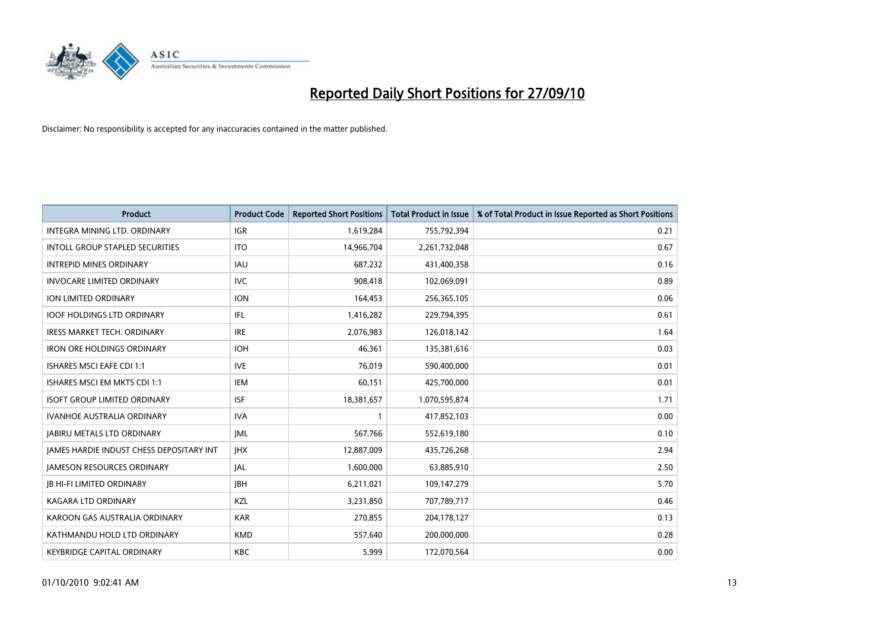# Reported Daily Short Positions for 27/09/10

Disclaimer: No responsibility is accepted for any inaccuracies contained in the matter published.

| Product | Product Code | Reported Short Positions | Total Product in Issue | % of Total Product in Issue Reported as Short Positions |
|---|---|---|---|---|
| INTEGRA MINING LTD. ORDINARY | IGR | 1,619,284 | 755,792,394 | 0.21 |
| INTOLL GROUP STAPLED SECURITIES | ITO | 14,966,704 | 2,261,732,048 | 0.67 |
| INTREPID MINES ORDINARY | IAU | 687,232 | 431,400,358 | 0.16 |
| INVOCARE LIMITED ORDINARY | IVC | 908,418 | 102,069,091 | 0.89 |
| ION LIMITED ORDINARY | ION | 164,453 | 256,365,105 | 0.06 |
| IOOF HOLDINGS LTD ORDINARY | IFL | 1,416,282 | 229,794,395 | 0.61 |
| IRESS MARKET TECH. ORDINARY | IRE | 2,076,983 | 126,018,142 | 1.64 |
| IRON ORE HOLDINGS ORDINARY | IOH | 46,361 | 135,381,616 | 0.03 |
| ISHARES MSCI EAFE CDI 1:1 | IVE | 76,019 | 590,400,000 | 0.01 |
| ISHARES MSCI EM MKTS CDI 1:1 | IEM | 60,151 | 425,700,000 | 0.01 |
| ISOFT GROUP LIMITED ORDINARY | ISF | 18,381,657 | 1,070,595,874 | 1.71 |
| IVANHOE AUSTRALIA ORDINARY | IVA | 1 | 417,852,103 | 0.00 |
| JABIRU METALS LTD ORDINARY | JML | 567,766 | 552,619,180 | 0.10 |
| JAMES HARDIE INDUST CHESS DEPOSITARY INT | JHX | 12,887,009 | 435,726,268 | 2.94 |
| JAMESON RESOURCES ORDINARY | JAL | 1,600,000 | 63,885,910 | 2.50 |
| JB HI-FI LIMITED ORDINARY | JBH | 6,211,021 | 109,147,279 | 5.70 |
| KAGARA LTD ORDINARY | KZL | 3,231,850 | 707,789,717 | 0.46 |
| KAROON GAS AUSTRALIA ORDINARY | KAR | 270,855 | 204,178,127 | 0.13 |
| KATHMANDU HOLD LTD ORDINARY | KMD | 557,640 | 200,000,000 | 0.28 |
| KEYBRIDGE CAPITAL ORDINARY | KBC | 5,999 | 172,070,564 | 0.00 |

01/10/2010 9:02:41 AM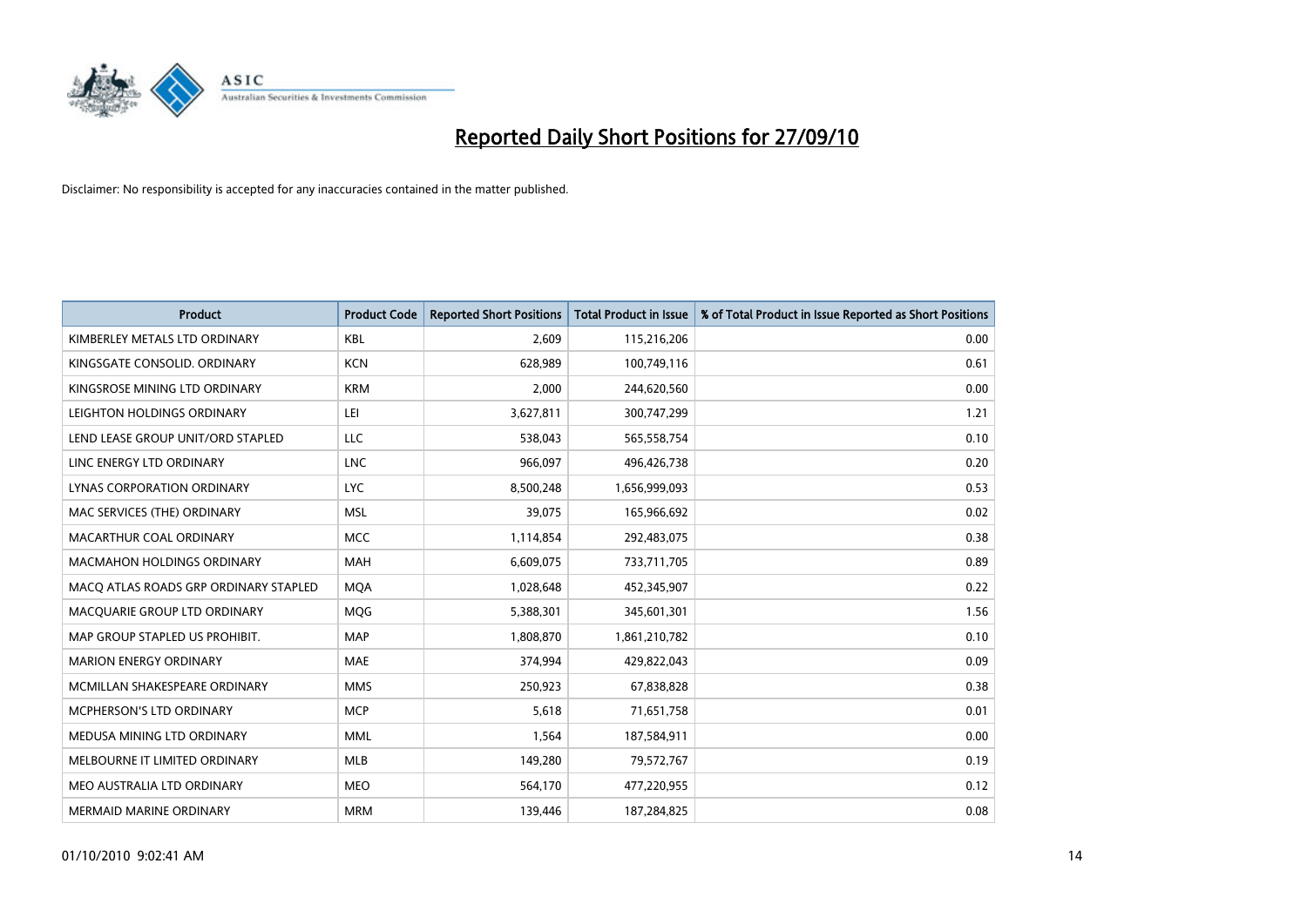# Reported Daily Short Positions for 27/09/10

Disclaimer: No responsibility is accepted for any inaccuracies contained in the matter published.

| Product | Product Code | Reported Short Positions | Total Product in Issue | % of Total Product in Issue Reported as Short Positions |
|---|---|---|---|---|
| KIMBERLEY METALS LTD ORDINARY | KBL | 2,609 | 115,216,206 | 0.00 |
| KINGSGATE CONSOLID. ORDINARY | KCN | 628,989 | 100,749,116 | 0.61 |
| KINGSROSE MINING LTD ORDINARY | KRM | 2,000 | 244,620,560 | 0.00 |
| LEIGHTON HOLDINGS ORDINARY | LEI | 3,627,811 | 300,747,299 | 1.21 |
| LEND LEASE GROUP UNIT/ORD STAPLED | LLC | 538,043 | 565,558,754 | 0.10 |
| LINC ENERGY LTD ORDINARY | LNC | 966,097 | 496,426,738 | 0.20 |
| LYNAS CORPORATION ORDINARY | LYC | 8,500,248 | 1,656,999,093 | 0.53 |
| MAC SERVICES (THE) ORDINARY | MSL | 39,075 | 165,966,692 | 0.02 |
| MACARTHUR COAL ORDINARY | MCC | 1,114,854 | 292,483,075 | 0.38 |
| MACMAHON HOLDINGS ORDINARY | MAH | 6,609,075 | 733,711,705 | 0.89 |
| MACQ ATLAS ROADS GRP ORDINARY STAPLED | MQA | 1,028,648 | 452,345,907 | 0.22 |
| MACQUARIE GROUP LTD ORDINARY | MQG | 5,388,301 | 345,601,301 | 1.56 |
| MAP GROUP STAPLED US PROHIBIT. | MAP | 1,808,870 | 1,861,210,782 | 0.10 |
| MARION ENERGY ORDINARY | MAE | 374,994 | 429,822,043 | 0.09 |
| MCMILLAN SHAKESPEARE ORDINARY | MMS | 250,923 | 67,838,828 | 0.38 |
| MCPHERSON'S LTD ORDINARY | MCP | 5,618 | 71,651,758 | 0.01 |
| MEDUSA MINING LTD ORDINARY | MML | 1,564 | 187,584,911 | 0.00 |
| MELBOURNE IT LIMITED ORDINARY | MLB | 149,280 | 79,572,767 | 0.19 |
| MEO AUSTRALIA LTD ORDINARY | MEO | 564,170 | 477,220,955 | 0.12 |
| MERMAID MARINE ORDINARY | MRM | 139,446 | 187,284,825 | 0.08 |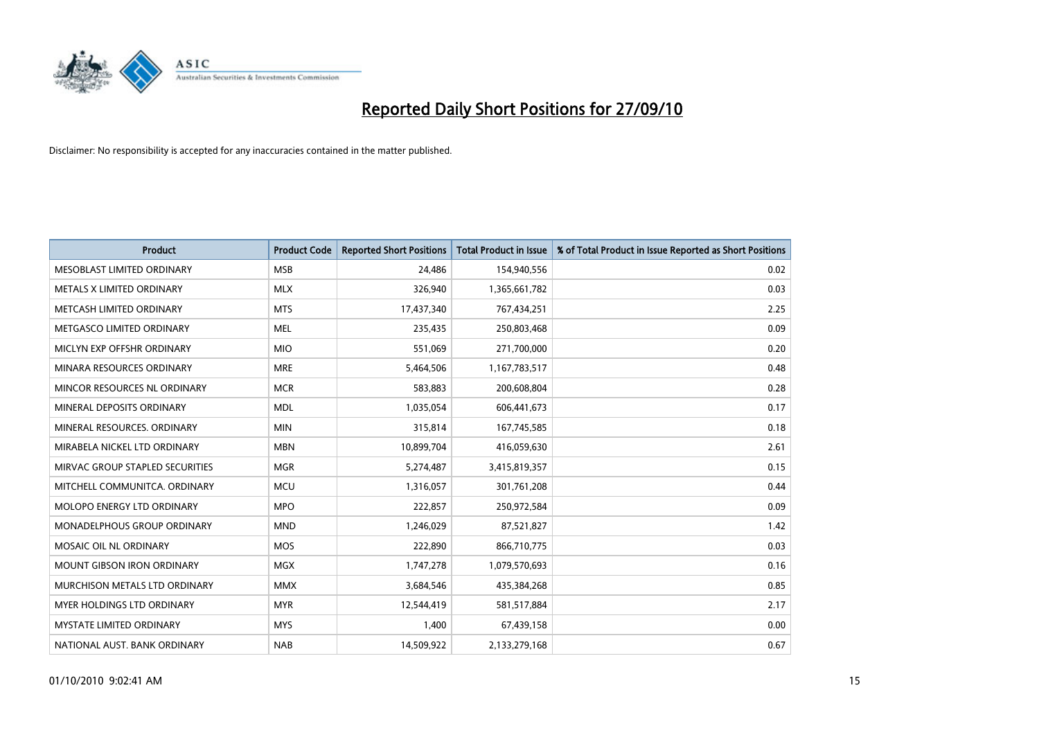# Reported Daily Short Positions for 27/09/10

Disclaimer: No responsibility is accepted for any inaccuracies contained in the matter published.

| Product | Product Code | Reported Short Positions | Total Product in Issue | % of Total Product in Issue Reported as Short Positions |
|---|---|---|---|---|
| MESOBLAST LIMITED ORDINARY | MSB | 24,486 | 154,940,556 | 0.02 |
| METALS X LIMITED ORDINARY | MLX | 326,940 | 1,365,661,782 | 0.03 |
| METCASH LIMITED ORDINARY | MTS | 17,437,340 | 767,434,251 | 2.25 |
| METGASCO LIMITED ORDINARY | MEL | 235,435 | 250,803,468 | 0.09 |
| MICLYN EXP OFFSHR ORDINARY | MIO | 551,069 | 271,700,000 | 0.20 |
| MINARA RESOURCES ORDINARY | MRE | 5,464,506 | 1,167,783,517 | 0.48 |
| MINCOR RESOURCES NL ORDINARY | MCR | 583,883 | 200,608,804 | 0.28 |
| MINERAL DEPOSITS ORDINARY | MDL | 1,035,054 | 606,441,673 | 0.17 |
| MINERAL RESOURCES. ORDINARY | MIN | 315,814 | 167,745,585 | 0.18 |
| MIRABELA NICKEL LTD ORDINARY | MBN | 10,899,704 | 416,059,630 | 2.61 |
| MIRVAC GROUP STAPLED SECURITIES | MGR | 5,274,487 | 3,415,819,357 | 0.15 |
| MITCHELL COMMUNITCA. ORDINARY | MCU | 1,316,057 | 301,761,208 | 0.44 |
| MOLOPO ENERGY LTD ORDINARY | MPO | 222,857 | 250,972,584 | 0.09 |
| MONADELPHOUS GROUP ORDINARY | MND | 1,246,029 | 87,521,827 | 1.42 |
| MOSAIC OIL NL ORDINARY | MOS | 222,890 | 866,710,775 | 0.03 |
| MOUNT GIBSON IRON ORDINARY | MGX | 1,747,278 | 1,079,570,693 | 0.16 |
| MURCHISON METALS LTD ORDINARY | MMX | 3,684,546 | 435,384,268 | 0.85 |
| MYER HOLDINGS LTD ORDINARY | MYR | 12,544,419 | 581,517,884 | 2.17 |
| MYSTATE LIMITED ORDINARY | MYS | 1,400 | 67,439,158 | 0.00 |
| NATIONAL AUST. BANK ORDINARY | NAB | 14,509,922 | 2,133,279,168 | 0.67 |

01/10/2010 9:02:41 AM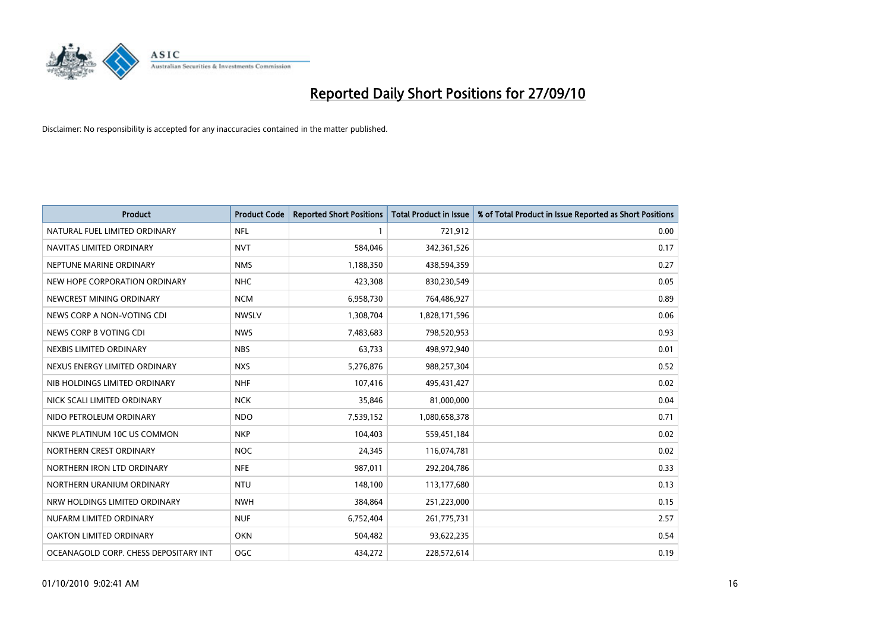# Reported Daily Short Positions for 27/09/10

Disclaimer: No responsibility is accepted for any inaccuracies contained in the matter published.

| Product | Product Code | Reported Short Positions | Total Product in Issue | % of Total Product in Issue Reported as Short Positions |
|---|---|---|---|---|
| NATURAL FUEL LIMITED ORDINARY | NFL | 1 | 721,912 | 0.00 |
| NAVITAS LIMITED ORDINARY | NVT | 584,046 | 342,361,526 | 0.17 |
| NEPTUNE MARINE ORDINARY | NMS | 1,188,350 | 438,594,359 | 0.27 |
| NEW HOPE CORPORATION ORDINARY | NHC | 423,308 | 830,230,549 | 0.05 |
| NEWCREST MINING ORDINARY | NCM | 6,958,730 | 764,486,927 | 0.89 |
| NEWS CORP A NON-VOTING CDI | NWSLV | 1,308,704 | 1,828,171,596 | 0.06 |
| NEWS CORP B VOTING CDI | NWS | 7,483,683 | 798,520,953 | 0.93 |
| NEXBIS LIMITED ORDINARY | NBS | 63,733 | 498,972,940 | 0.01 |
| NEXUS ENERGY LIMITED ORDINARY | NXS | 5,276,876 | 988,257,304 | 0.52 |
| NIB HOLDINGS LIMITED ORDINARY | NHF | 107,416 | 495,431,427 | 0.02 |
| NICK SCALI LIMITED ORDINARY | NCK | 35,846 | 81,000,000 | 0.04 |
| NIDO PETROLEUM ORDINARY | NDO | 7,539,152 | 1,080,658,378 | 0.71 |
| NKWE PLATINUM 10C US COMMON | NKP | 104,403 | 559,451,184 | 0.02 |
| NORTHERN CREST ORDINARY | NOC | 24,345 | 116,074,781 | 0.02 |
| NORTHERN IRON LTD ORDINARY | NFE | 987,011 | 292,204,786 | 0.33 |
| NORTHERN URANIUM ORDINARY | NTU | 148,100 | 113,177,680 | 0.13 |
| NRW HOLDINGS LIMITED ORDINARY | NWH | 384,864 | 251,223,000 | 0.15 |
| NUFARM LIMITED ORDINARY | NUF | 6,752,404 | 261,775,731 | 2.57 |
| OAKTON LIMITED ORDINARY | OKN | 504,482 | 93,622,235 | 0.54 |
| OCEANAGOLD CORP. CHESS DEPOSITARY INT | OGC | 434,272 | 228,572,614 | 0.19 |

01/10/2010 9:02:41 AM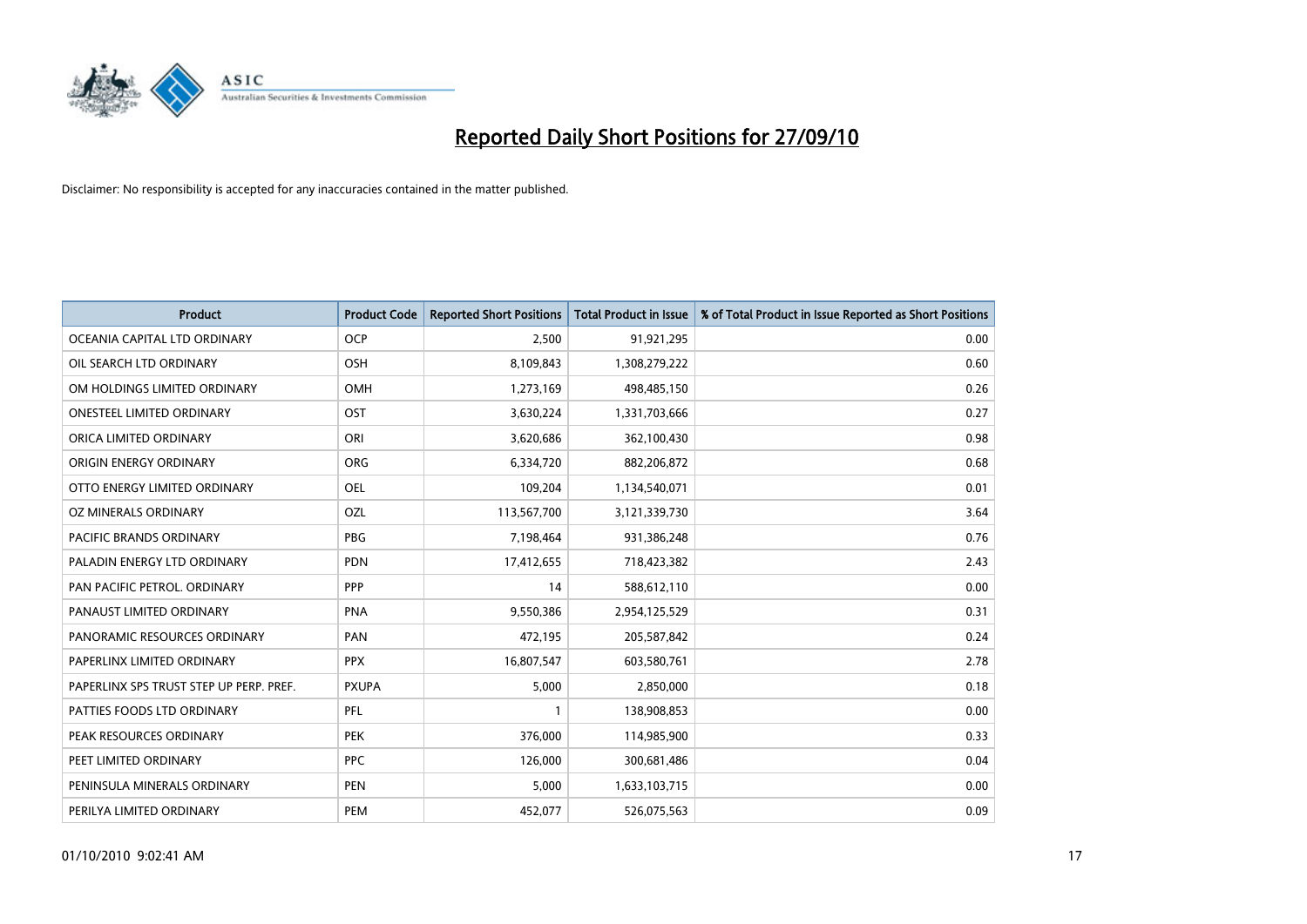# Reported Daily Short Positions for 27/09/10

Disclaimer: No responsibility is accepted for any inaccuracies contained in the matter published.

| Product | Product Code | Reported Short Positions | Total Product in Issue | % of Total Product in Issue Reported as Short Positions |
| --- | --- | --- | --- | --- |
| OCEANIA CAPITAL LTD ORDINARY | OCP | 2,500 | 91,921,295 | 0.00 |
| OIL SEARCH LTD ORDINARY | OSH | 8,109,843 | 1,308,279,222 | 0.60 |
| OM HOLDINGS LIMITED ORDINARY | OMH | 1,273,169 | 498,485,150 | 0.26 |
| ONESTEEL LIMITED ORDINARY | OST | 3,630,224 | 1,331,703,666 | 0.27 |
| ORICA LIMITED ORDINARY | ORI | 3,620,686 | 362,100,430 | 0.98 |
| ORIGIN ENERGY ORDINARY | ORG | 6,334,720 | 882,206,872 | 0.68 |
| OTTO ENERGY LIMITED ORDINARY | OEL | 109,204 | 1,134,540,071 | 0.01 |
| OZ MINERALS ORDINARY | OZL | 113,567,700 | 3,121,339,730 | 3.64 |
| PACIFIC BRANDS ORDINARY | PBG | 7,198,464 | 931,386,248 | 0.76 |
| PALADIN ENERGY LTD ORDINARY | PDN | 17,412,655 | 718,423,382 | 2.43 |
| PAN PACIFIC PETROL. ORDINARY | PPP | 14 | 588,612,110 | 0.00 |
| PANAUST LIMITED ORDINARY | PNA | 9,550,386 | 2,954,125,529 | 0.31 |
| PANORAMIC RESOURCES ORDINARY | PAN | 472,195 | 205,587,842 | 0.24 |
| PAPERLINX LIMITED ORDINARY | PPX | 16,807,547 | 603,580,761 | 2.78 |
| PAPERLINX SPS TRUST STEP UP PERP. PREF. | PXUPA | 5,000 | 2,850,000 | 0.18 |
| PATTIES FOODS LTD ORDINARY | PFL | 1 | 138,908,853 | 0.00 |
| PEAK RESOURCES ORDINARY | PEK | 376,000 | 114,985,900 | 0.33 |
| PEET LIMITED ORDINARY | PPC | 126,000 | 300,681,486 | 0.04 |
| PENINSULA MINERALS ORDINARY | PEN | 5,000 | 1,633,103,715 | 0.00 |
| PERILYA LIMITED ORDINARY | PEM | 452,077 | 526,075,563 | 0.09 |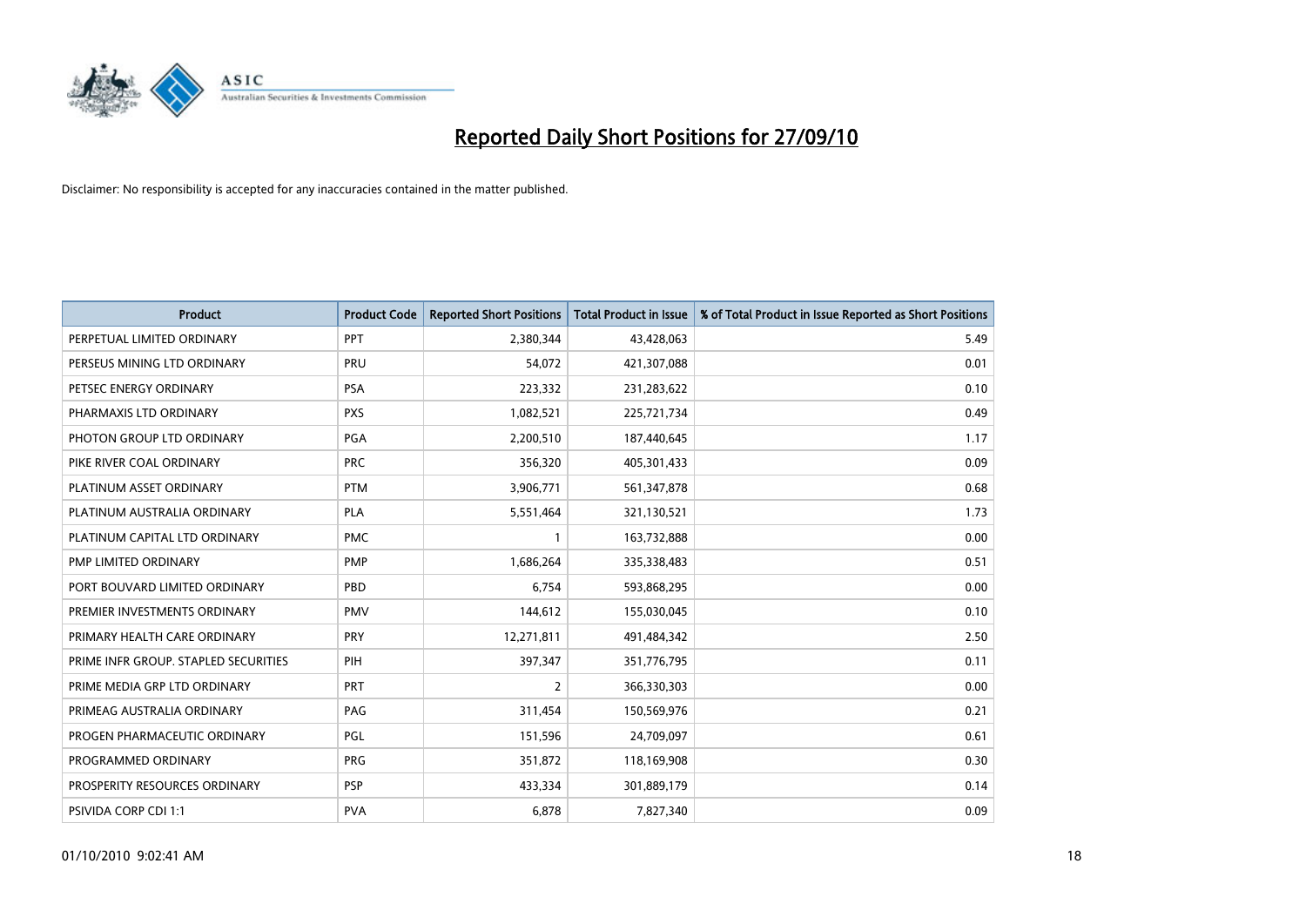# Reported Daily Short Positions for 27/09/10

Disclaimer: No responsibility is accepted for any inaccuracies contained in the matter published.

| Product | Product Code | Reported Short Positions | Total Product in Issue | % of Total Product in Issue Reported as Short Positions |
|---|---|---|---|---|
| PERPETUAL LIMITED ORDINARY | PPT | 2,380,344 | 43,428,063 | 5.49 |
| PERSEUS MINING LTD ORDINARY | PRU | 54,072 | 421,307,088 | 0.01 |
| PETSEC ENERGY ORDINARY | PSA | 223,332 | 231,283,622 | 0.10 |
| PHARMAXIS LTD ORDINARY | PXS | 1,082,521 | 225,721,734 | 0.49 |
| PHOTON GROUP LTD ORDINARY | PGA | 2,200,510 | 187,440,645 | 1.17 |
| PIKE RIVER COAL ORDINARY | PRC | 356,320 | 405,301,433 | 0.09 |
| PLATINUM ASSET ORDINARY | PTM | 3,906,771 | 561,347,878 | 0.68 |
| PLATINUM AUSTRALIA ORDINARY | PLA | 5,551,464 | 321,130,521 | 1.73 |
| PLATINUM CAPITAL LTD ORDINARY | PMC | 1 | 163,732,888 | 0.00 |
| PMP LIMITED ORDINARY | PMP | 1,686,264 | 335,338,483 | 0.51 |
| PORT BOUVARD LIMITED ORDINARY | PBD | 6,754 | 593,868,295 | 0.00 |
| PREMIER INVESTMENTS ORDINARY | PMV | 144,612 | 155,030,045 | 0.10 |
| PRIMARY HEALTH CARE ORDINARY | PRY | 12,271,811 | 491,484,342 | 2.50 |
| PRIME INFR GROUP. STAPLED SECURITIES | PIH | 397,347 | 351,776,795 | 0.11 |
| PRIME MEDIA GRP LTD ORDINARY | PRT | 2 | 366,330,303 | 0.00 |
| PRIMEAG AUSTRALIA ORDINARY | PAG | 311,454 | 150,569,976 | 0.21 |
| PROGEN PHARMACEUTIC ORDINARY | PGL | 151,596 | 24,709,097 | 0.61 |
| PROGRAMMED ORDINARY | PRG | 351,872 | 118,169,908 | 0.30 |
| PROSPERITY RESOURCES ORDINARY | PSP | 433,334 | 301,889,179 | 0.14 |
| PSIVIDA CORP CDI 1:1 | PVA | 6,878 | 7,827,340 | 0.09 |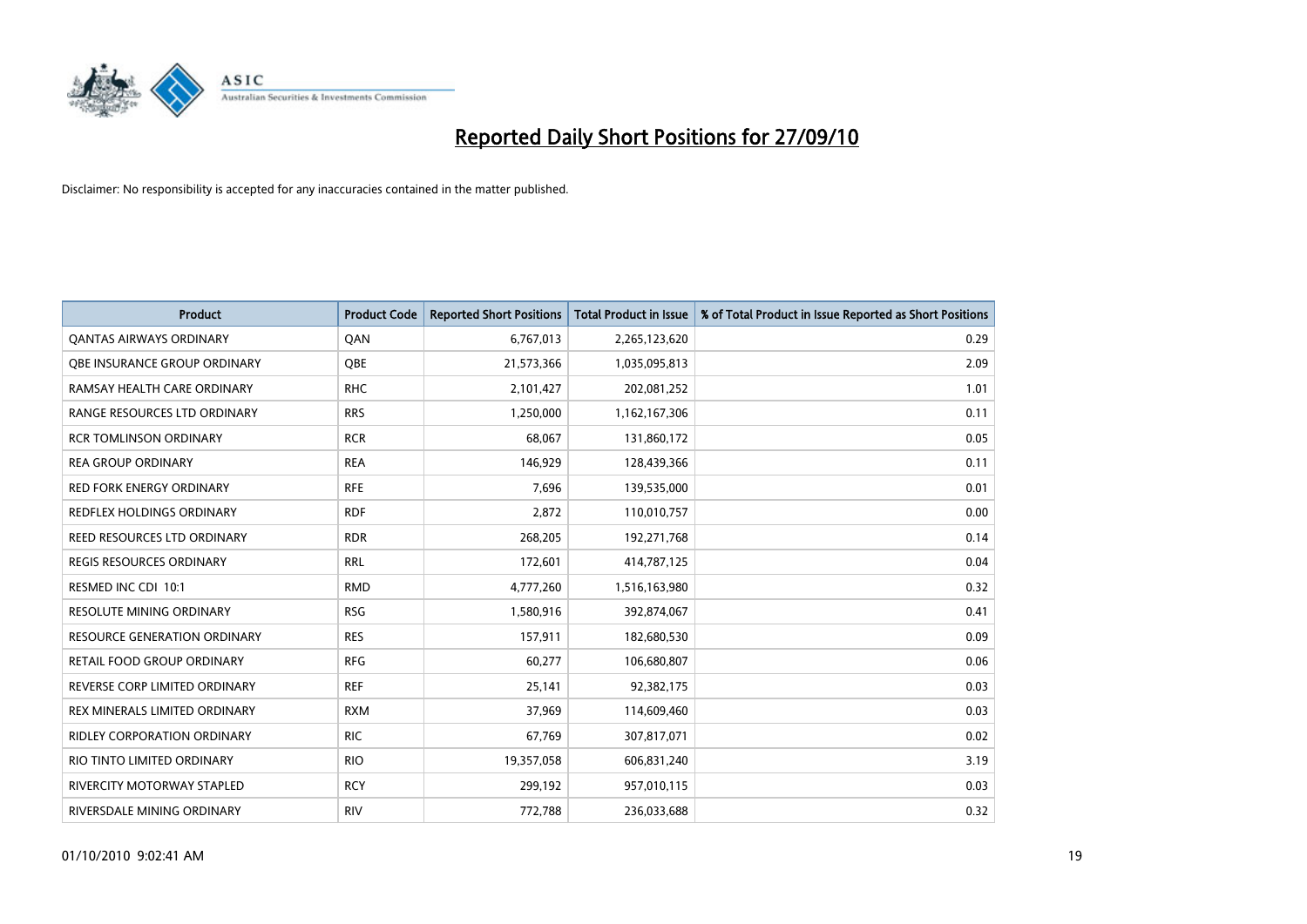# Reported Daily Short Positions for 27/09/10

Disclaimer: No responsibility is accepted for any inaccuracies contained in the matter published.

| Product | Product Code | Reported Short Positions | Total Product in Issue | % of Total Product in Issue Reported as Short Positions |
|---|---|---|---|---|
| QANTAS AIRWAYS ORDINARY | QAN | 6,767,013 | 2,265,123,620 | 0.29 |
| QBE INSURANCE GROUP ORDINARY | QBE | 21,573,366 | 1,035,095,813 | 2.09 |
| RAMSAY HEALTH CARE ORDINARY | RHC | 2,101,427 | 202,081,252 | 1.01 |
| RANGE RESOURCES LTD ORDINARY | RRS | 1,250,000 | 1,162,167,306 | 0.11 |
| RCR TOMLINSON ORDINARY | RCR | 68,067 | 131,860,172 | 0.05 |
| REA GROUP ORDINARY | REA | 146,929 | 128,439,366 | 0.11 |
| RED FORK ENERGY ORDINARY | RFE | 7,696 | 139,535,000 | 0.01 |
| REDFLEX HOLDINGS ORDINARY | RDF | 2,872 | 110,010,757 | 0.00 |
| REED RESOURCES LTD ORDINARY | RDR | 268,205 | 192,271,768 | 0.14 |
| REGIS RESOURCES ORDINARY | RRL | 172,601 | 414,787,125 | 0.04 |
| RESMED INC CDI 10:1 | RMD | 4,777,260 | 1,516,163,980 | 0.32 |
| RESOLUTE MINING ORDINARY | RSG | 1,580,916 | 392,874,067 | 0.41 |
| RESOURCE GENERATION ORDINARY | RES | 157,911 | 182,680,530 | 0.09 |
| RETAIL FOOD GROUP ORDINARY | RFG | 60,277 | 106,680,807 | 0.06 |
| REVERSE CORP LIMITED ORDINARY | REF | 25,141 | 92,382,175 | 0.03 |
| REX MINERALS LIMITED ORDINARY | RXM | 37,969 | 114,609,460 | 0.03 |
| RIDLEY CORPORATION ORDINARY | RIC | 67,769 | 307,817,071 | 0.02 |
| RIO TINTO LIMITED ORDINARY | RIO | 19,357,058 | 606,831,240 | 3.19 |
| RIVERCITY MOTORWAY STAPLED | RCY | 299,192 | 957,010,115 | 0.03 |
| RIVERSDALE MINING ORDINARY | RIV | 772,788 | 236,033,688 | 0.32 |

01/10/2010 9:02:41 AM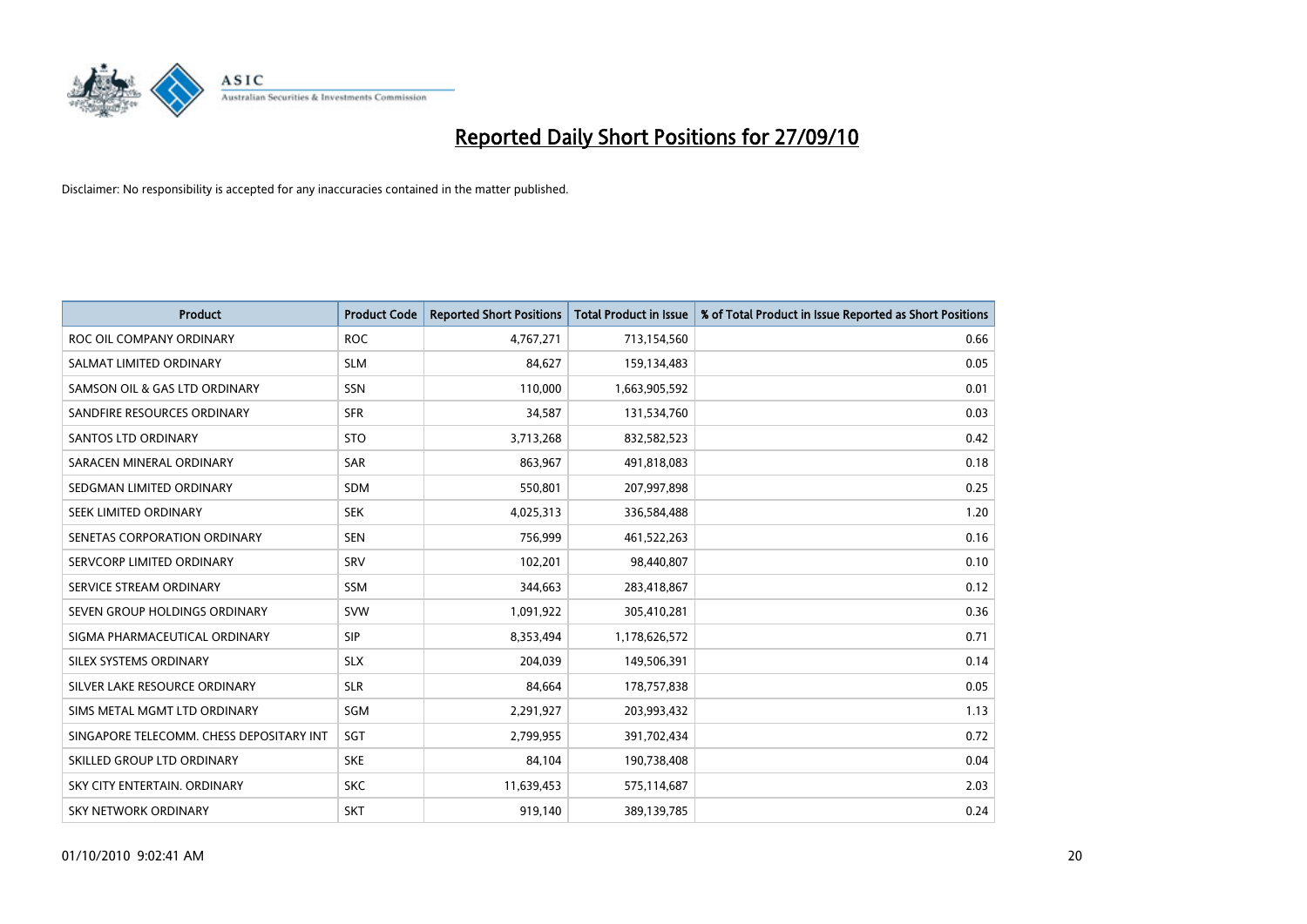# Reported Daily Short Positions for 27/09/10

Disclaimer: No responsibility is accepted for any inaccuracies contained in the matter published.

| Product | Product Code | Reported Short Positions | Total Product in Issue | % of Total Product in Issue Reported as Short Positions |
|---|---|---|---|---|
| ROC OIL COMPANY ORDINARY | ROC | 4,767,271 | 713,154,560 | 0.66 |
| SALMAT LIMITED ORDINARY | SLM | 84,627 | 159,134,483 | 0.05 |
| SAMSON OIL & GAS LTD ORDINARY | SSN | 110,000 | 1,663,905,592 | 0.01 |
| SANDFIRE RESOURCES ORDINARY | SFR | 34,587 | 131,534,760 | 0.03 |
| SANTOS LTD ORDINARY | STO | 3,713,268 | 832,582,523 | 0.42 |
| SARACEN MINERAL ORDINARY | SAR | 863,967 | 491,818,083 | 0.18 |
| SEDGMAN LIMITED ORDINARY | SDM | 550,801 | 207,997,898 | 0.25 |
| SEEK LIMITED ORDINARY | SEK | 4,025,313 | 336,584,488 | 1.20 |
| SENETAS CORPORATION ORDINARY | SEN | 756,999 | 461,522,263 | 0.16 |
| SERVCORP LIMITED ORDINARY | SRV | 102,201 | 98,440,807 | 0.10 |
| SERVICE STREAM ORDINARY | SSM | 344,663 | 283,418,867 | 0.12 |
| SEVEN GROUP HOLDINGS ORDINARY | SVW | 1,091,922 | 305,410,281 | 0.36 |
| SIGMA PHARMACEUTICAL ORDINARY | SIP | 8,353,494 | 1,178,626,572 | 0.71 |
| SILEX SYSTEMS ORDINARY | SLX | 204,039 | 149,506,391 | 0.14 |
| SILVER LAKE RESOURCE ORDINARY | SLR | 84,664 | 178,757,838 | 0.05 |
| SIMS METAL MGMT LTD ORDINARY | SGM | 2,291,927 | 203,993,432 | 1.13 |
| SINGAPORE TELECOMM. CHESS DEPOSITARY INT | SGT | 2,799,955 | 391,702,434 | 0.72 |
| SKILLED GROUP LTD ORDINARY | SKE | 84,104 | 190,738,408 | 0.04 |
| SKY CITY ENTERTAIN. ORDINARY | SKC | 11,639,453 | 575,114,687 | 2.03 |
| SKY NETWORK ORDINARY | SKT | 919,140 | 389,139,785 | 0.24 |

01/10/2010 9:02:41 AM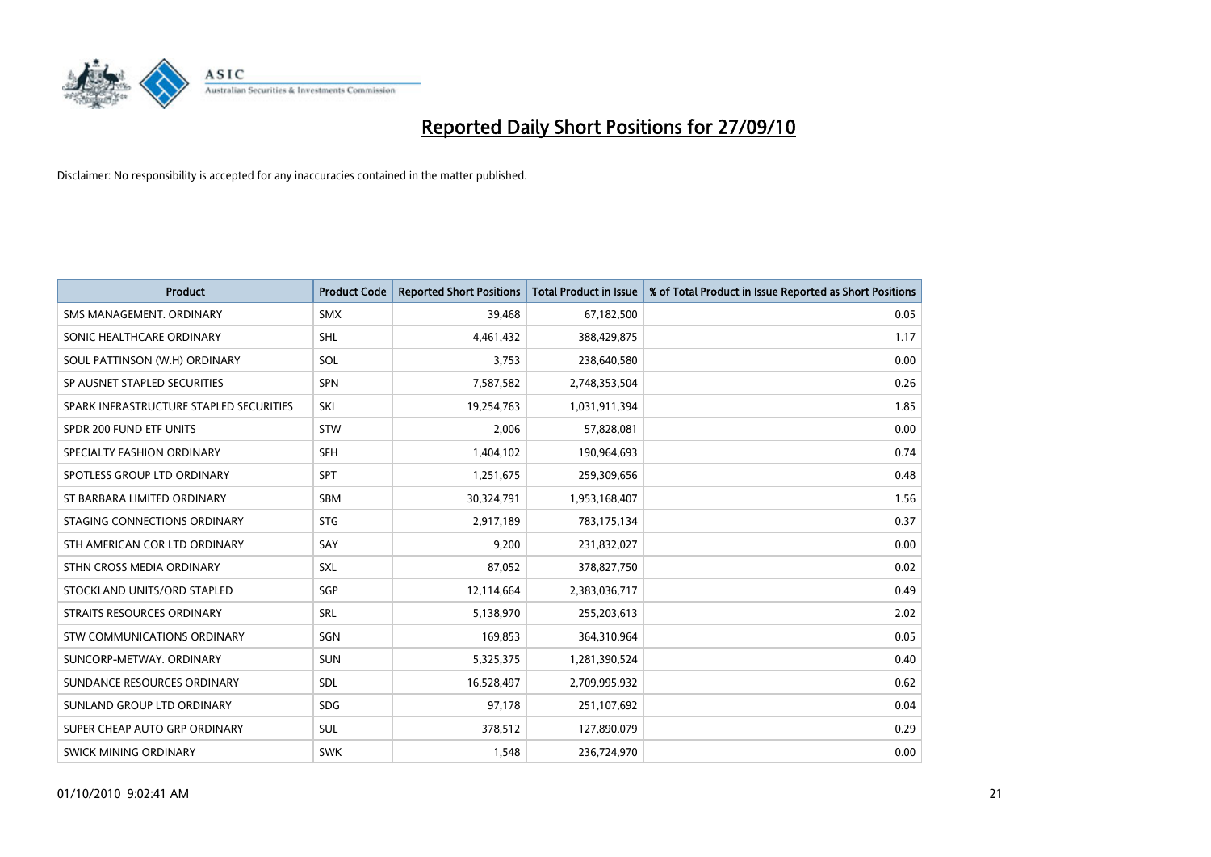# Reported Daily Short Positions for 27/09/10

Disclaimer: No responsibility is accepted for any inaccuracies contained in the matter published.

| Product | Product Code | Reported Short Positions | Total Product in Issue | % of Total Product in Issue Reported as Short Positions |
|---|---|---|---|---|
| SMS MANAGEMENT. ORDINARY | SMX | 39,468 | 67,182,500 | 0.05 |
| SONIC HEALTHCARE ORDINARY | SHL | 4,461,432 | 388,429,875 | 1.17 |
| SOUL PATTINSON (W.H) ORDINARY | SOL | 3,753 | 238,640,580 | 0.00 |
| SP AUSNET STAPLED SECURITIES | SPN | 7,587,582 | 2,748,353,504 | 0.26 |
| SPARK INFRASTRUCTURE STAPLED SECURITIES | SKI | 19,254,763 | 1,031,911,394 | 1.85 |
| SPDR 200 FUND ETF UNITS | STW | 2,006 | 57,828,081 | 0.00 |
| SPECIALTY FASHION ORDINARY | SFH | 1,404,102 | 190,964,693 | 0.74 |
| SPOTLESS GROUP LTD ORDINARY | SPT | 1,251,675 | 259,309,656 | 0.48 |
| ST BARBARA LIMITED ORDINARY | SBM | 30,324,791 | 1,953,168,407 | 1.56 |
| STAGING CONNECTIONS ORDINARY | STG | 2,917,189 | 783,175,134 | 0.37 |
| STH AMERICAN COR LTD ORDINARY | SAY | 9,200 | 231,832,027 | 0.00 |
| STHN CROSS MEDIA ORDINARY | SXL | 87,052 | 378,827,750 | 0.02 |
| STOCKLAND UNITS/ORD STAPLED | SGP | 12,114,664 | 2,383,036,717 | 0.49 |
| STRAITS RESOURCES ORDINARY | SRL | 5,138,970 | 255,203,613 | 2.02 |
| STW COMMUNICATIONS ORDINARY | SGN | 169,853 | 364,310,964 | 0.05 |
| SUNCORP-METWAY. ORDINARY | SUN | 5,325,375 | 1,281,390,524 | 0.40 |
| SUNDANCE RESOURCES ORDINARY | SDL | 16,528,497 | 2,709,995,932 | 0.62 |
| SUNLAND GROUP LTD ORDINARY | SDG | 97,178 | 251,107,692 | 0.04 |
| SUPER CHEAP AUTO GRP ORDINARY | SUL | 378,512 | 127,890,079 | 0.29 |
| SWICK MINING ORDINARY | SWK | 1,548 | 236,724,970 | 0.00 |

01/10/2010 9:02:41 AM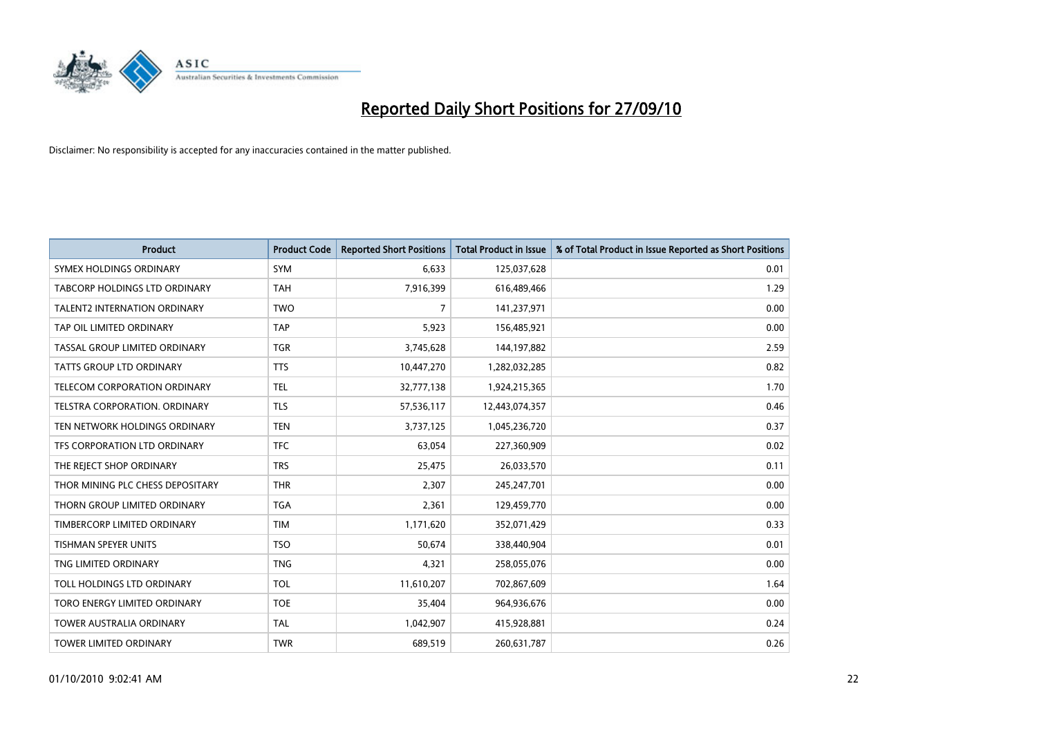# Reported Daily Short Positions for 27/09/10

Disclaimer: No responsibility is accepted for any inaccuracies contained in the matter published.

| Product | Product Code | Reported Short Positions | Total Product in Issue | % of Total Product in Issue Reported as Short Positions |
|---|---|---|---|---|
| SYMEX HOLDINGS ORDINARY | SYM | 6,633 | 125,037,628 | 0.01 |
| TABCORP HOLDINGS LTD ORDINARY | TAH | 7,916,399 | 616,489,466 | 1.29 |
| TALENT2 INTERNATION ORDINARY | TWO | 7 | 141,237,971 | 0.00 |
| TAP OIL LIMITED ORDINARY | TAP | 5,923 | 156,485,921 | 0.00 |
| TASSAL GROUP LIMITED ORDINARY | TGR | 3,745,628 | 144,197,882 | 2.59 |
| TATTS GROUP LTD ORDINARY | TTS | 10,447,270 | 1,282,032,285 | 0.82 |
| TELECOM CORPORATION ORDINARY | TEL | 32,777,138 | 1,924,215,365 | 1.70 |
| TELSTRA CORPORATION. ORDINARY | TLS | 57,536,117 | 12,443,074,357 | 0.46 |
| TEN NETWORK HOLDINGS ORDINARY | TEN | 3,737,125 | 1,045,236,720 | 0.37 |
| TFS CORPORATION LTD ORDINARY | TFC | 63,054 | 227,360,909 | 0.02 |
| THE REJECT SHOP ORDINARY | TRS | 25,475 | 26,033,570 | 0.11 |
| THOR MINING PLC CHESS DEPOSITARY | THR | 2,307 | 245,247,701 | 0.00 |
| THORN GROUP LIMITED ORDINARY | TGA | 2,361 | 129,459,770 | 0.00 |
| TIMBERCORP LIMITED ORDINARY | TIM | 1,171,620 | 352,071,429 | 0.33 |
| TISHMAN SPEYER UNITS | TSO | 50,674 | 338,440,904 | 0.01 |
| TNG LIMITED ORDINARY | TNG | 4,321 | 258,055,076 | 0.00 |
| TOLL HOLDINGS LTD ORDINARY | TOL | 11,610,207 | 702,867,609 | 1.64 |
| TORO ENERGY LIMITED ORDINARY | TOE | 35,404 | 964,936,676 | 0.00 |
| TOWER AUSTRALIA ORDINARY | TAL | 1,042,907 | 415,928,881 | 0.24 |
| TOWER LIMITED ORDINARY | TWR | 689,519 | 260,631,787 | 0.26 |

01/10/2010 9:02:41 AM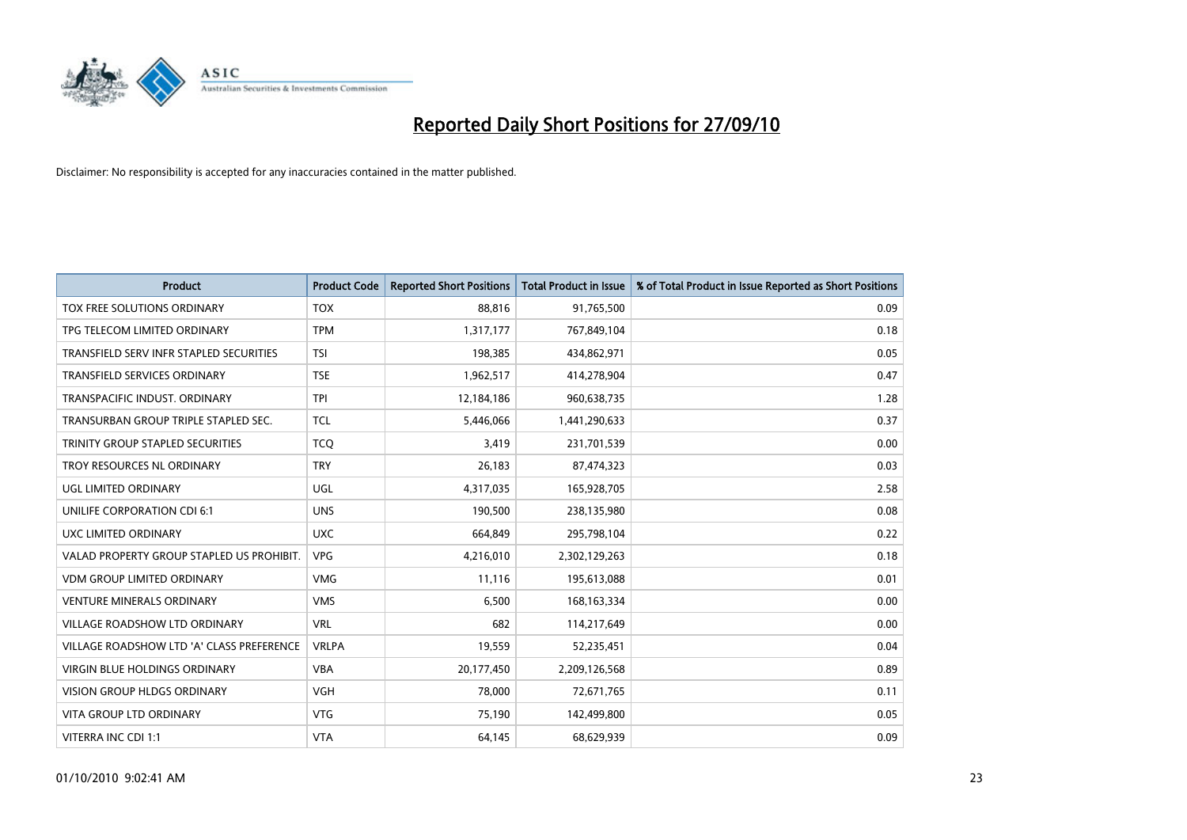# Reported Daily Short Positions for 27/09/10

Disclaimer: No responsibility is accepted for any inaccuracies contained in the matter published.

| Product | Product Code | Reported Short Positions | Total Product in Issue | % of Total Product in Issue Reported as Short Positions |
|---|---|---|---|---|
| TOX FREE SOLUTIONS ORDINARY | TOX | 88,816 | 91,765,500 | 0.09 |
| TPG TELECOM LIMITED ORDINARY | TPM | 1,317,177 | 767,849,104 | 0.18 |
| TRANSFIELD SERV INFR STAPLED SECURITIES | TSI | 198,385 | 434,862,971 | 0.05 |
| TRANSFIELD SERVICES ORDINARY | TSE | 1,962,517 | 414,278,904 | 0.47 |
| TRANSPACIFIC INDUST. ORDINARY | TPI | 12,184,186 | 960,638,735 | 1.28 |
| TRANSURBAN GROUP TRIPLE STAPLED SEC. | TCL | 5,446,066 | 1,441,290,633 | 0.37 |
| TRINITY GROUP STAPLED SECURITIES | TCQ | 3,419 | 231,701,539 | 0.00 |
| TROY RESOURCES NL ORDINARY | TRY | 26,183 | 87,474,323 | 0.03 |
| UGL LIMITED ORDINARY | UGL | 4,317,035 | 165,928,705 | 2.58 |
| UNILIFE CORPORATION CDI 6:1 | UNS | 190,500 | 238,135,980 | 0.08 |
| UXC LIMITED ORDINARY | UXC | 664,849 | 295,798,104 | 0.22 |
| VALAD PROPERTY GROUP STAPLED US PROHIBIT. | VPG | 4,216,010 | 2,302,129,263 | 0.18 |
| VDM GROUP LIMITED ORDINARY | VMG | 11,116 | 195,613,088 | 0.01 |
| VENTURE MINERALS ORDINARY | VMS | 6,500 | 168,163,334 | 0.00 |
| VILLAGE ROADSHOW LTD ORDINARY | VRL | 682 | 114,217,649 | 0.00 |
| VILLAGE ROADSHOW LTD 'A' CLASS PREFERENCE | VRLPA | 19,559 | 52,235,451 | 0.04 |
| VIRGIN BLUE HOLDINGS ORDINARY | VBA | 20,177,450 | 2,209,126,568 | 0.89 |
| VISION GROUP HLDGS ORDINARY | VGH | 78,000 | 72,671,765 | 0.11 |
| VITA GROUP LTD ORDINARY | VTG | 75,190 | 142,499,800 | 0.05 |
| VITERRA INC CDI 1:1 | VTA | 64,145 | 68,629,939 | 0.09 |

01/10/2010 9:02:41 AM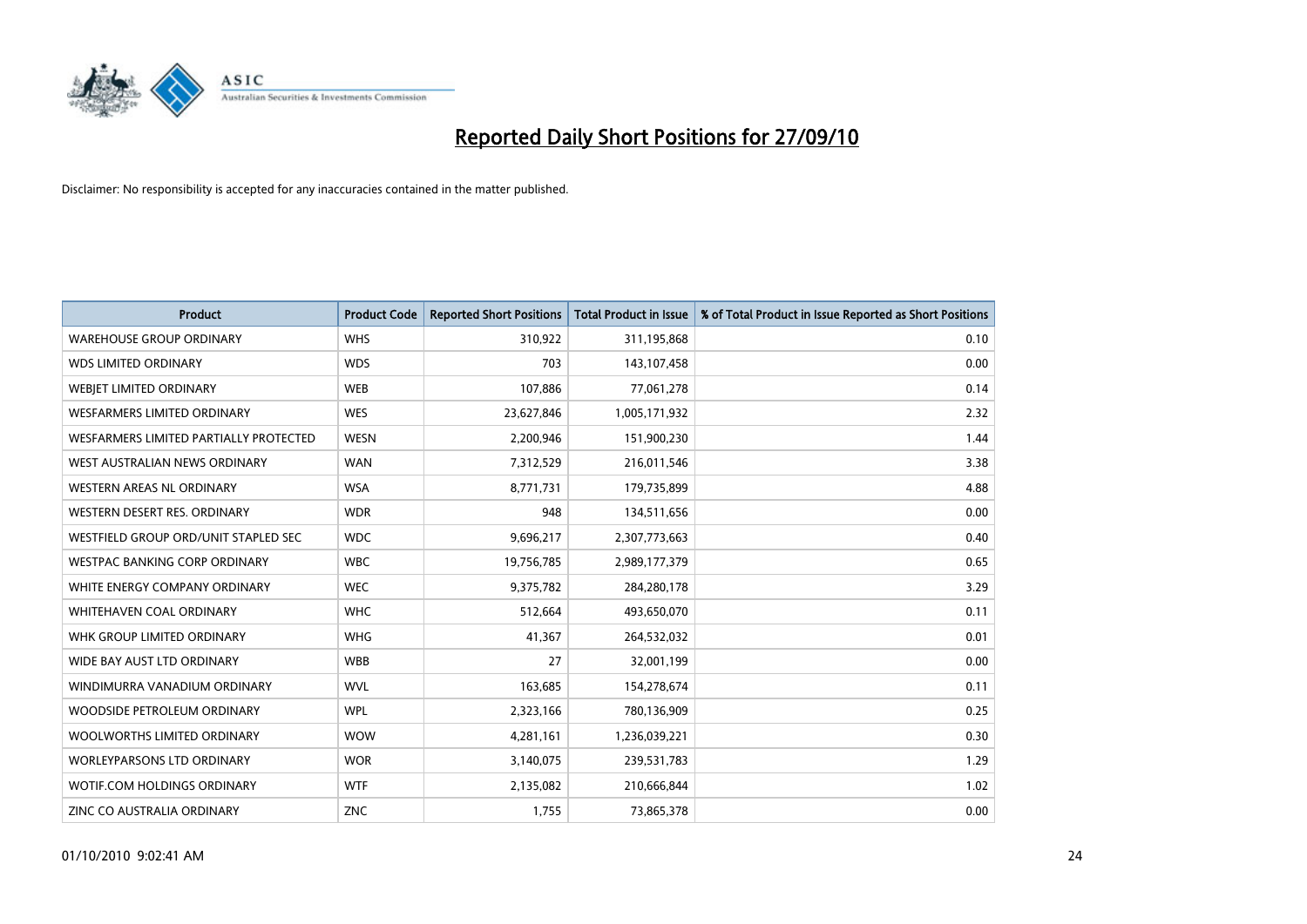# Reported Daily Short Positions for 27/09/10

Disclaimer: No responsibility is accepted for any inaccuracies contained in the matter published.

| Product | Product Code | Reported Short Positions | Total Product in Issue | % of Total Product in Issue Reported as Short Positions |
|---|---|---|---|---|
| WAREHOUSE GROUP ORDINARY | WHS | 310,922 | 311,195,868 | 0.10 |
| WDS LIMITED ORDINARY | WDS | 703 | 143,107,458 | 0.00 |
| WEBJET LIMITED ORDINARY | WEB | 107,886 | 77,061,278 | 0.14 |
| WESFARMERS LIMITED ORDINARY | WES | 23,627,846 | 1,005,171,932 | 2.32 |
| WESFARMERS LIMITED PARTIALLY PROTECTED | WESN | 2,200,946 | 151,900,230 | 1.44 |
| WEST AUSTRALIAN NEWS ORDINARY | WAN | 7,312,529 | 216,011,546 | 3.38 |
| WESTERN AREAS NL ORDINARY | WSA | 8,771,731 | 179,735,899 | 4.88 |
| WESTERN DESERT RES. ORDINARY | WDR | 948 | 134,511,656 | 0.00 |
| WESTFIELD GROUP ORD/UNIT STAPLED SEC | WDC | 9,696,217 | 2,307,773,663 | 0.40 |
| WESTPAC BANKING CORP ORDINARY | WBC | 19,756,785 | 2,989,177,379 | 0.65 |
| WHITE ENERGY COMPANY ORDINARY | WEC | 9,375,782 | 284,280,178 | 3.29 |
| WHITEHAVEN COAL ORDINARY | WHC | 512,664 | 493,650,070 | 0.11 |
| WHK GROUP LIMITED ORDINARY | WHG | 41,367 | 264,532,032 | 0.01 |
| WIDE BAY AUST LTD ORDINARY | WBB | 27 | 32,001,199 | 0.00 |
| WINDIMURRA VANADIUM ORDINARY | WVL | 163,685 | 154,278,674 | 0.11 |
| WOODSIDE PETROLEUM ORDINARY | WPL | 2,323,166 | 780,136,909 | 0.25 |
| WOOLWORTHS LIMITED ORDINARY | WOW | 4,281,161 | 1,236,039,221 | 0.30 |
| WORLEYPARSONS LTD ORDINARY | WOR | 3,140,075 | 239,531,783 | 1.29 |
| WOTIF.COM HOLDINGS ORDINARY | WTF | 2,135,082 | 210,666,844 | 1.02 |
| ZINC CO AUSTRALIA ORDINARY | ZNC | 1,755 | 73,865,378 | 0.00 |

01/10/2010 9:02:41 AM